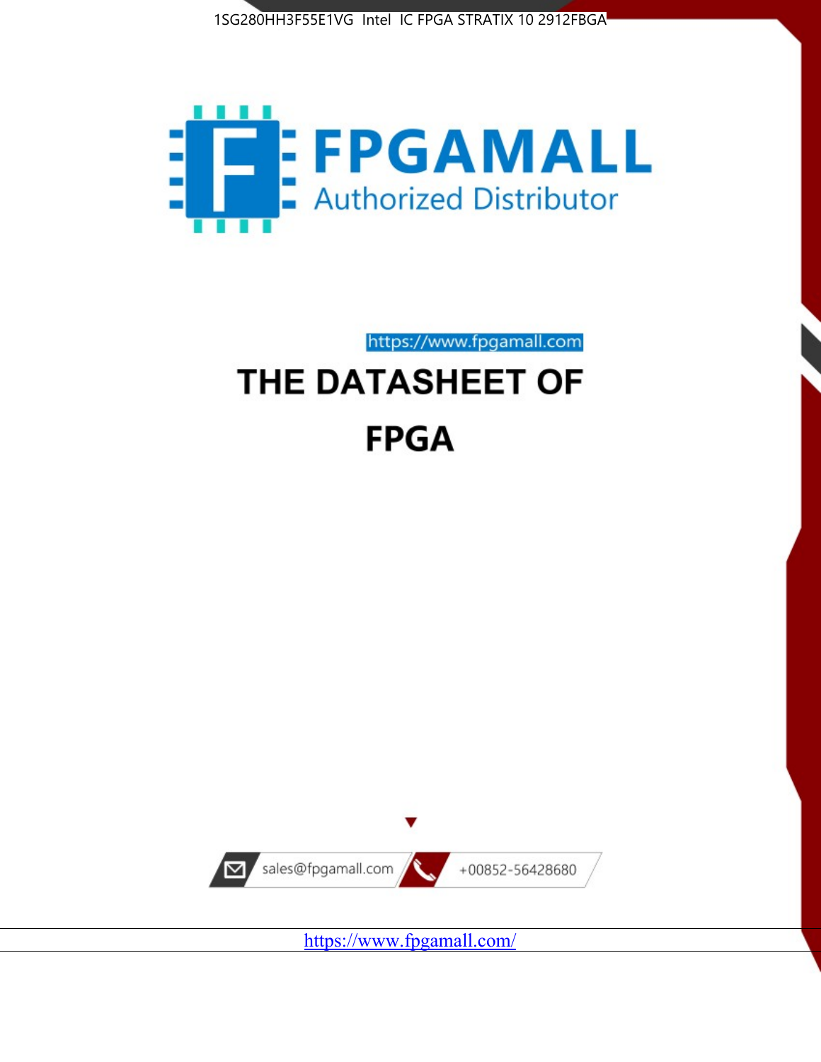1SG280HH3F55E1VG Intel IC FPGA STRATIX 10 2912FBGA

**FPGAMALL**

Authorized Distributor

https://www.fpgamall.com

# THE DATASHEET OF

# FPGA

sales@fpgamall.com

+00852-56428680

https://www.fpgamall.com/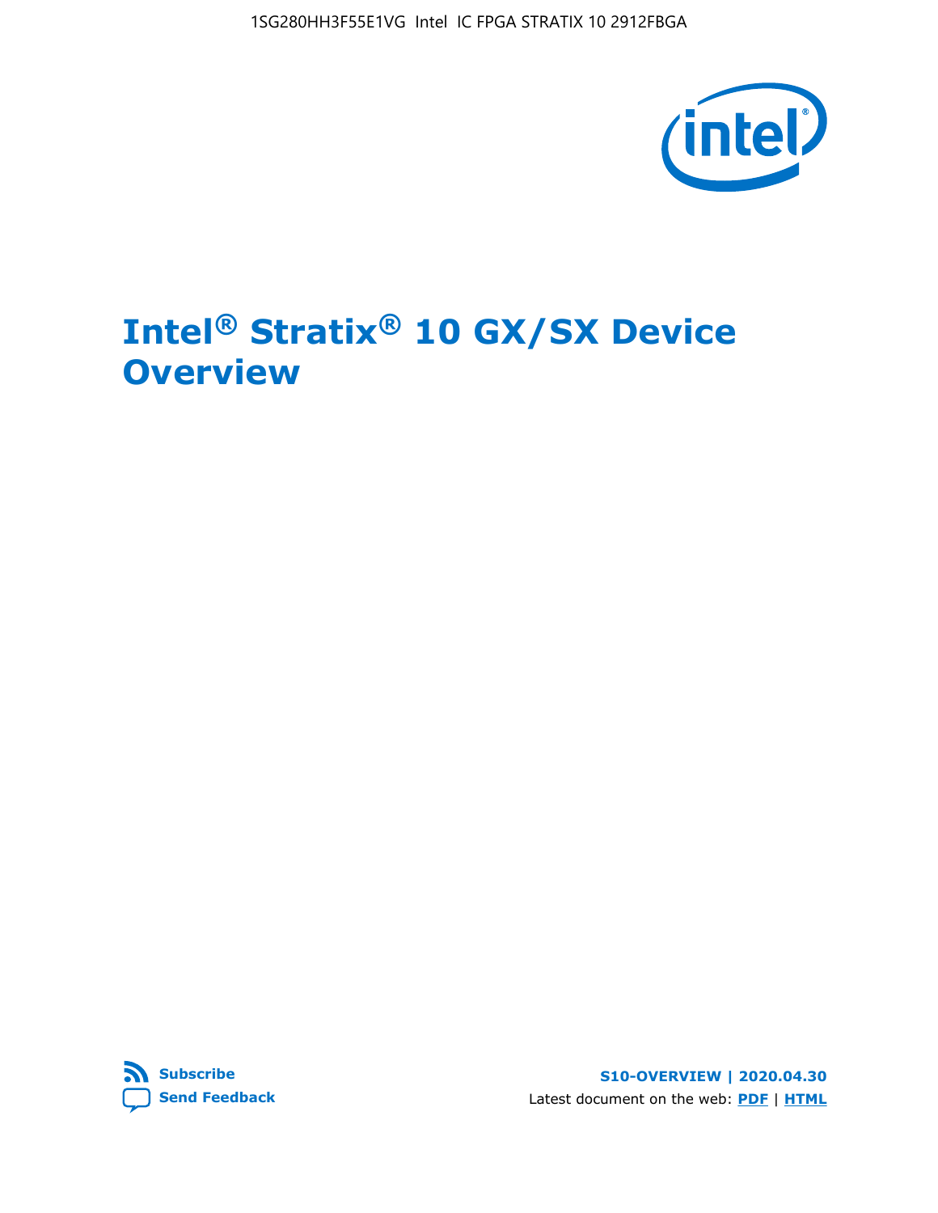# Intel® Stratix® 10 GX/SX Device Overview

Subscribe

Send Feedback

S10-OVERVIEW | 2020.04.30

Latest document on the web: PDF | HTML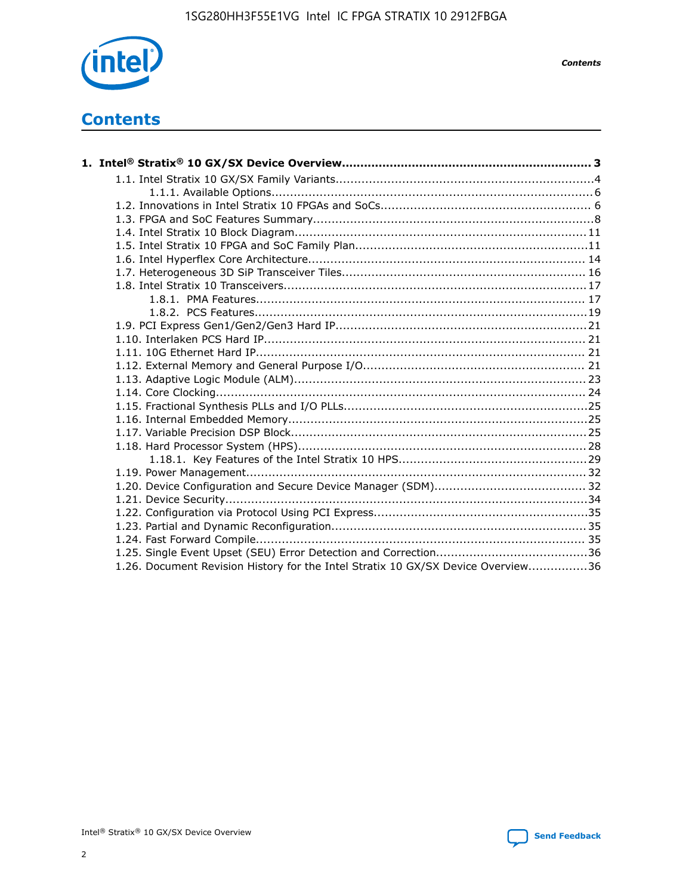# Contents

**1. Intel® Stratix® 10 GX/SX Device Overview.................................................................. 3**

- 1.1. Intel Stratix 10 GX/SX Family Variants....................................................................4
  - 1.1.1. Available Options......................................................................................6
- 1.2. Innovations in Intel Stratix 10 FPGAs and SoCs........................................................ 6
- 1.3. FPGA and SoC Features Summary...........................................................................8
- 1.4. Intel Stratix 10 Block Diagram..............................................................................11
- 1.5. Intel Stratix 10 FPGA and SoC Family Plan..............................................................11
- 1.6. Intel Hyperflex Core Architecture.......................................................................... 14
- 1.7. Heterogeneous 3D SiP Transceiver Tiles................................................................. 16
- 1.8. Intel Stratix 10 Transceivers................................................................................17
  - 1.8.1. PMA Features........................................................................................ 17
  - 1.8.2. PCS Features.........................................................................................19
- 1.9. PCI Express Gen1/Gen2/Gen3 Hard IP...................................................................21
- 1.10. Interlaken PCS Hard IP...................................................................................... 21
- 1.11. 10G Ethernet Hard IP........................................................................................ 21
- 1.12. External Memory and General Purpose I/O........................................................... 21
- 1.13. Adaptive Logic Module (ALM).............................................................................. 23
- 1.14. Core Clocking................................................................................................... 24
- 1.15. Fractional Synthesis PLLs and I/O PLLs.................................................................25
- 1.16. Internal Embedded Memory................................................................................25
- 1.17. Variable Precision DSP Block...............................................................................25
- 1.18. Hard Processor System (HPS).............................................................................28
  - 1.18.1. Key Features of the Intel Stratix 10 HPS..................................................29
- 1.19. Power Management.......................................................................................... 32
- 1.20. Device Configuration and Secure Device Manager (SDM)........................................ 32
- 1.21. Device Security.................................................................................................34
- 1.22. Configuration via Protocol Using PCI Express.........................................................35
- 1.23. Partial and Dynamic Reconfiguration.................................................................... 35
- 1.24. Fast Forward Compile........................................................................................ 35
- 1.25. Single Event Upset (SEU) Error Detection and Correction........................................36
- 1.26. Document Revision History for the Intel Stratix 10 GX/SX Device Overview................36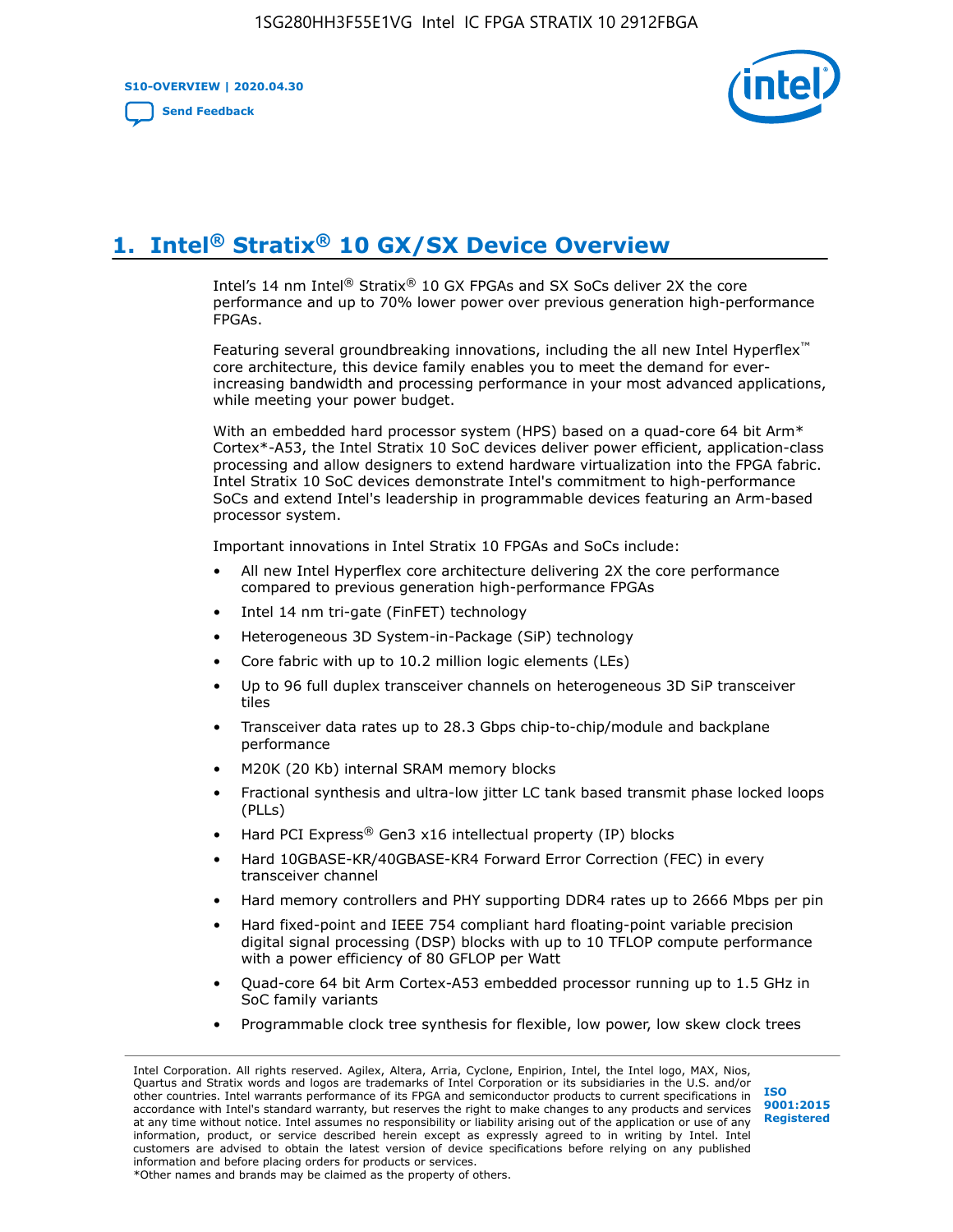# 1. Intel® Stratix® 10 GX/SX Device Overview

Intel's 14 nm Intel® Stratix® 10 GX FPGAs and SX SoCs deliver 2X the core performance and up to 70% lower power over previous generation high-performance FPGAs.

Featuring several groundbreaking innovations, including the all new Intel Hyperflex™ core architecture, this device family enables you to meet the demand for ever-increasing bandwidth and processing performance in your most advanced applications, while meeting your power budget.

With an embedded hard processor system (HPS) based on a quad-core 64 bit Arm* Cortex*-A53, the Intel Stratix 10 SoC devices deliver power efficient, application-class processing and allow designers to extend hardware virtualization into the FPGA fabric. Intel Stratix 10 SoC devices demonstrate Intel's commitment to high-performance SoCs and extend Intel's leadership in programmable devices featuring an Arm-based processor system.

Important innovations in Intel Stratix 10 FPGAs and SoCs include:

- All new Intel Hyperflex core architecture delivering 2X the core performance compared to previous generation high-performance FPGAs
- Intel 14 nm tri-gate (FinFET) technology
- Heterogeneous 3D System-in-Package (SiP) technology
- Core fabric with up to 10.2 million logic elements (LEs)
- Up to 96 full duplex transceiver channels on heterogeneous 3D SiP transceiver tiles
- Transceiver data rates up to 28.3 Gbps chip-to-chip/module and backplane performance
- M20K (20 Kb) internal SRAM memory blocks
- Fractional synthesis and ultra-low jitter LC tank based transmit phase locked loops (PLLs)
- Hard PCI Express® Gen3 x16 intellectual property (IP) blocks
- Hard 10GBASE-KR/40GBASE-KR4 Forward Error Correction (FEC) in every transceiver channel
- Hard memory controllers and PHY supporting DDR4 rates up to 2666 Mbps per pin
- Hard fixed-point and IEEE 754 compliant hard floating-point variable precision digital signal processing (DSP) blocks with up to 10 TFLOP compute performance with a power efficiency of 80 GFLOP per Watt
- Quad-core 64 bit Arm Cortex-A53 embedded processor running up to 1.5 GHz in SoC family variants
- Programmable clock tree synthesis for flexible, low power, low skew clock trees

Intel Corporation. All rights reserved. Agilex, Altera, Arria, Cyclone, Enpirion, Intel, the Intel logo, MAX, Nios, Quartus and Stratix words and logos are trademarks of Intel Corporation or its subsidiaries in the U.S. and/or other countries. Intel warrants performance of its FPGA and semiconductor products to current specifications in accordance with Intel's standard warranty, but reserves the right to make changes to any products and services at any time without notice. Intel assumes no responsibility or liability arising out of the application or use of any information, product, or service described herein except as expressly agreed to in writing by Intel. Intel customers are advised to obtain the latest version of device specifications before relying on any published information and before placing orders for products or services.
*Other names and brands may be claimed as the property of others.

ISO 9001:2015 Registered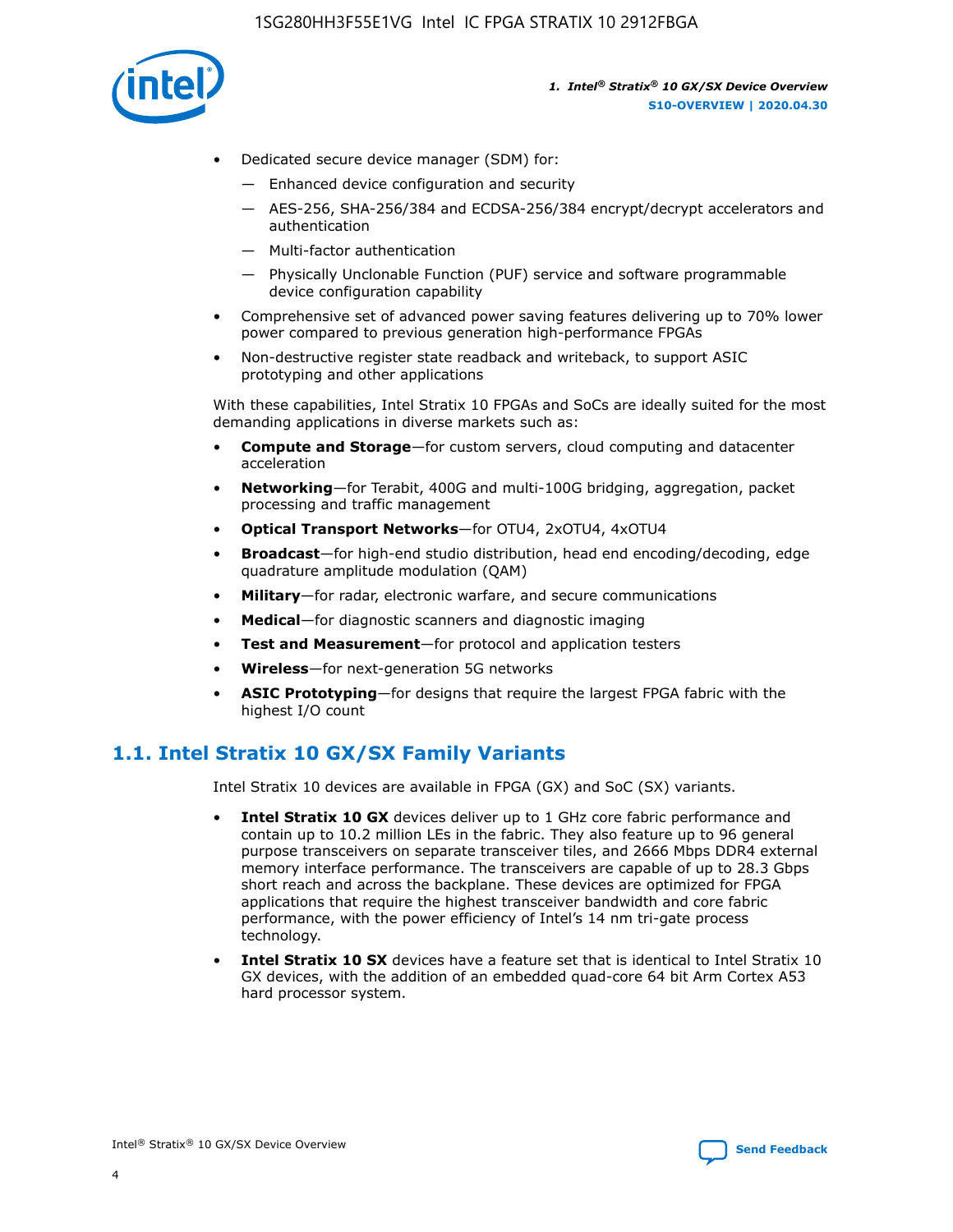- Dedicated secure device manager (SDM) for:
  - — Enhanced device configuration and security
  - — AES-256, SHA-256/384 and ECDSA-256/384 encrypt/decrypt accelerators and authentication
  - — Multi-factor authentication
  - — Physically Unclonable Function (PUF) service and software programmable device configuration capability
- Comprehensive set of advanced power saving features delivering up to 70% lower power compared to previous generation high-performance FPGAs
- Non-destructive register state readback and writeback, to support ASIC prototyping and other applications

With these capabilities, Intel Stratix 10 FPGAs and SoCs are ideally suited for the most demanding applications in diverse markets such as:

- **Compute and Storage**—for custom servers, cloud computing and datacenter acceleration
- **Networking**—for Terabit, 400G and multi-100G bridging, aggregation, packet processing and traffic management
- **Optical Transport Networks**—for OTU4, 2xOTU4, 4xOTU4
- **Broadcast**—for high-end studio distribution, head end encoding/decoding, edge quadrature amplitude modulation (QAM)
- **Military**—for radar, electronic warfare, and secure communications
- **Medical**—for diagnostic scanners and diagnostic imaging
- **Test and Measurement**—for protocol and application testers
- **Wireless**—for next-generation 5G networks
- **ASIC Prototyping**—for designs that require the largest FPGA fabric with the highest I/O count

## 1.1. Intel Stratix 10 GX/SX Family Variants

Intel Stratix 10 devices are available in FPGA (GX) and SoC (SX) variants.

- **Intel Stratix 10 GX** devices deliver up to 1 GHz core fabric performance and contain up to 10.2 million LEs in the fabric. They also feature up to 96 general purpose transceivers on separate transceiver tiles, and 2666 Mbps DDR4 external memory interface performance. The transceivers are capable of up to 28.3 Gbps short reach and across the backplane. These devices are optimized for FPGA applications that require the highest transceiver bandwidth and core fabric performance, with the power efficiency of Intel's 14 nm tri-gate process technology.
- **Intel Stratix 10 SX** devices have a feature set that is identical to Intel Stratix 10 GX devices, with the addition of an embedded quad-core 64 bit Arm Cortex A53 hard processor system.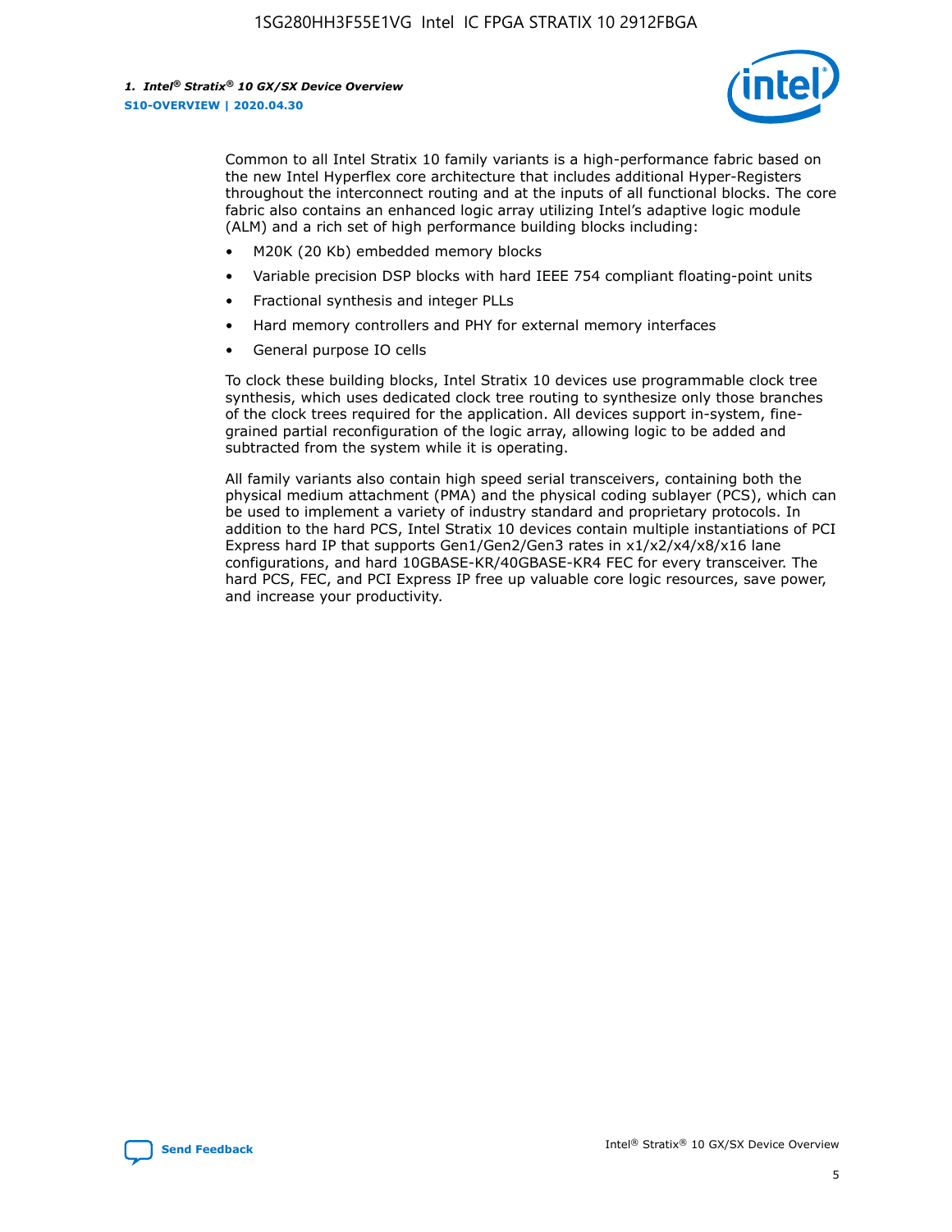Common to all Intel Stratix 10 family variants is a high-performance fabric based on the new Intel Hyperflex core architecture that includes additional Hyper-Registers throughout the interconnect routing and at the inputs of all functional blocks. The core fabric also contains an enhanced logic array utilizing Intel's adaptive logic module (ALM) and a rich set of high performance building blocks including:

- M20K (20 Kb) embedded memory blocks
- Variable precision DSP blocks with hard IEEE 754 compliant floating-point units
- Fractional synthesis and integer PLLs
- Hard memory controllers and PHY for external memory interfaces
- General purpose IO cells

To clock these building blocks, Intel Stratix 10 devices use programmable clock tree synthesis, which uses dedicated clock tree routing to synthesize only those branches of the clock trees required for the application. All devices support in-system, fine-grained partial reconfiguration of the logic array, allowing logic to be added and subtracted from the system while it is operating.

All family variants also contain high speed serial transceivers, containing both the physical medium attachment (PMA) and the physical coding sublayer (PCS), which can be used to implement a variety of industry standard and proprietary protocols. In addition to the hard PCS, Intel Stratix 10 devices contain multiple instantiations of PCI Express hard IP that supports Gen1/Gen2/Gen3 rates in x1/x2/x4/x8/x16 lane configurations, and hard 10GBASE-KR/40GBASE-KR4 FEC for every transceiver. The hard PCS, FEC, and PCI Express IP free up valuable core logic resources, save power, and increase your productivity.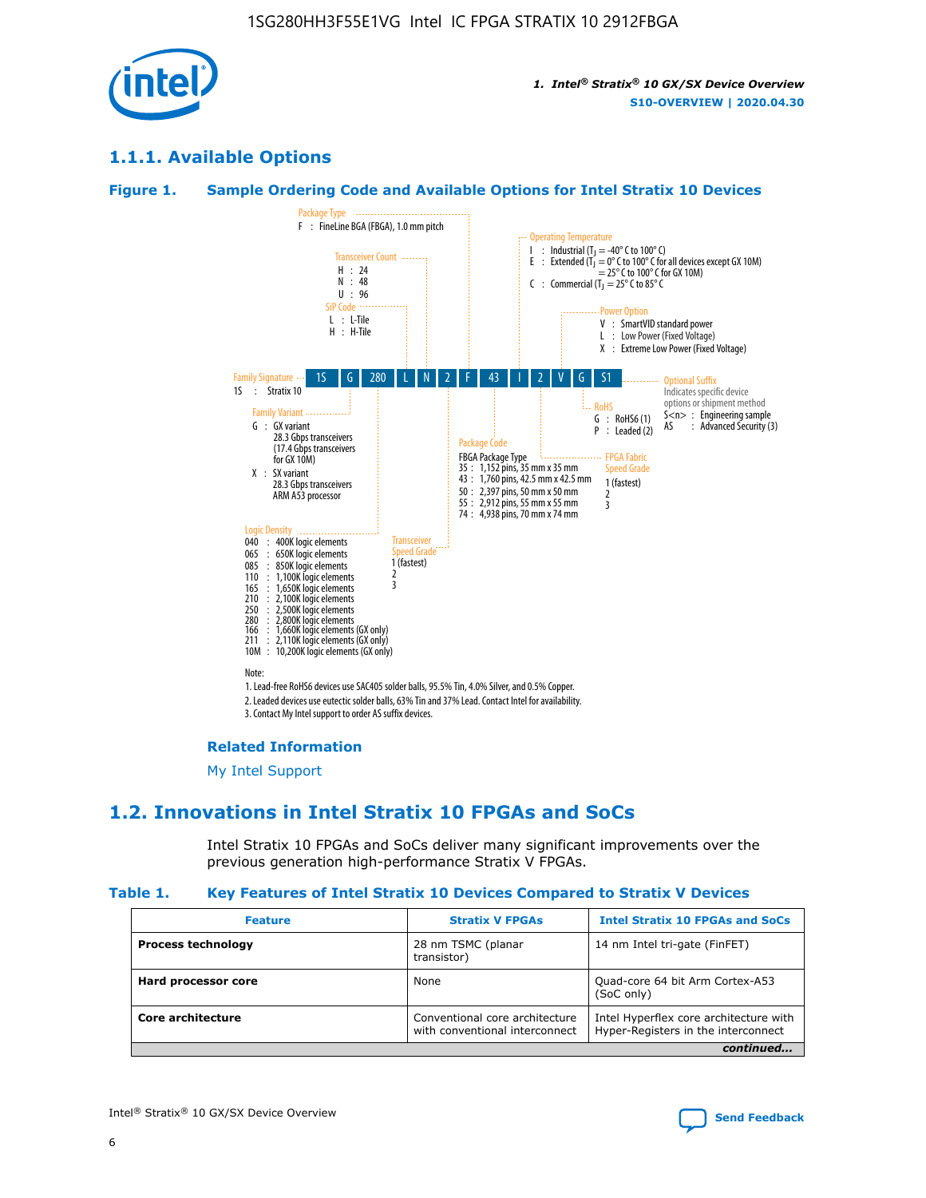## 1.1.1. Available Options

### Figure 1. Sample Ordering Code and Available Options for Intel Stratix 10 Devices

Package Type
F : FineLine BGA (FBGA), 1.0 mm pitch

Transceiver Count
H : 24
N : 48
U : 96

SiP Code
L : L-Tile
H : H-Tile

Operating Temperature
I : Industrial ($T_J$ = -40° C to 100° C)
E : Extended ($T_J$ = 0° C to 100° C for all devices except GX 10M) = 25° C to 100° C for GX 10M)
C : Commercial ($T_J$ = 25° C to 85° C

Power Option
V : SmartVID standard power
L : Low Power (Fixed Voltage)
X : Extreme Low Power (Fixed Voltage)

| 1S | G | 280 | L | N | 2 | F | 43 | I | 2 | V | G | S1 |
|---|---|---|---|---|---|---|---|---|---|---|---|---|

Family Signature
1S : Stratix 10

Family Variant
G : GX variant
28.3 Gbps transceivers
(17.4 Gbps transceivers for GX 10M)
X : SX variant
28.3 Gbps transceivers
ARM A53 processor

Logic Density
040 : 400K logic elements
065 : 650K logic elements
085 : 850K logic elements
110 : 1,100K logic elements
165 : 1,650K logic elements
210 : 2,100K logic elements
250 : 2,500K logic elements
280 : 2,800K logic elements
166 : 1,660K logic elements (GX only)
211 : 2,110K logic elements (GX only)
10M : 10,200K logic elements (GX only)

Transceiver Speed Grade
1 (fastest)
2
3

Package Code
FBGA Package Type
35 : 1,152 pins, 35 mm x 35 mm
43 : 1,760 pins, 42.5 mm x 42.5 mm
50 : 2,397 pins, 50 mm x 50 mm
55 : 2,912 pins, 55 mm x 55 mm
74 : 4,938 pins, 70 mm x 74 mm

FPGA Fabric Speed Grade
1 (fastest)
2
3

RoHS
G : RoHS6 (1)
P : Leaded (2)

Optional Suffix
Indicates specific device options or shipment method
S<n> : Engineering sample
AS : Advanced Security (3)

Note:
1. Lead-free RoHS6 devices use SAC405 solder balls, 95.5% Tin, 4.0% Silver, and 0.5% Copper.
2. Leaded devices use eutectic solder balls, 63% Tin and 37% Lead. Contact Intel for availability.
3. Contact My Intel support to order AS suffix devices.

#### Related Information

My Intel Support

## 1.2. Innovations in Intel Stratix 10 FPGAs and SoCs

Intel Stratix 10 FPGAs and SoCs deliver many significant improvements over the previous generation high-performance Stratix V FPGAs.

### Table 1. Key Features of Intel Stratix 10 Devices Compared to Stratix V Devices

| Feature | Stratix V FPGAs | Intel Stratix 10 FPGAs and SoCs |
|---|---|---|
| **Process technology** | 28 nm TSMC (planar transistor) | 14 nm Intel tri-gate (FinFET) |
| **Hard processor core** | None | Quad-core 64 bit Arm Cortex-A53 (SoC only) |
| **Core architecture** | Conventional core architecture with conventional interconnect | Intel Hyperflex core architecture with Hyper-Registers in the interconnect |

*continued...*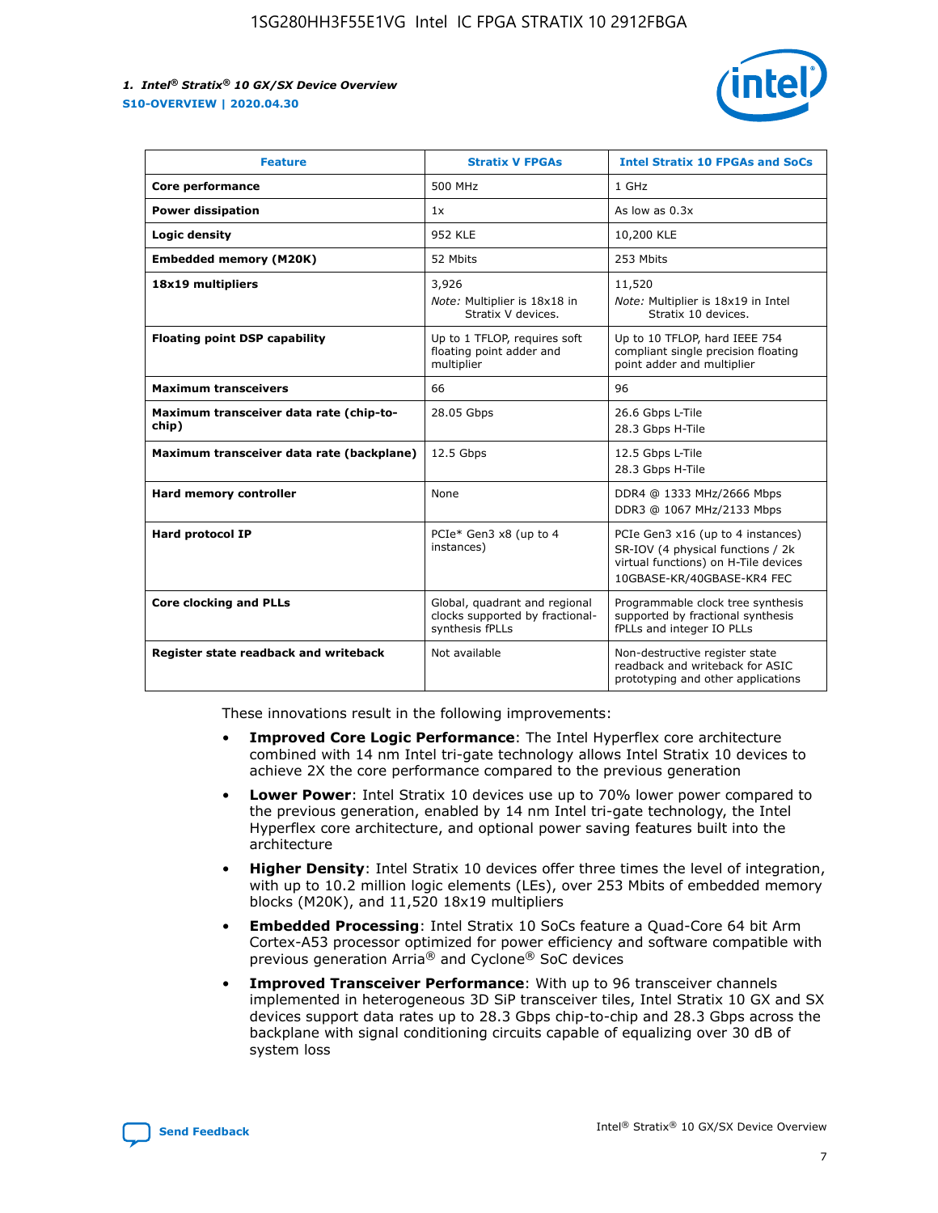| Feature | Stratix V FPGAs | Intel Stratix 10 FPGAs and SoCs |
|---|---|---|
| **Core performance** | 500 MHz | 1 GHz |
| **Power dissipation** | 1x | As low as 0.3x |
| **Logic density** | 952 KLE | 10,200 KLE |
| **Embedded memory (M20K)** | 52 Mbits | 253 Mbits |
| **18x19 multipliers** | 3,926<br>*Note:* Multiplier is 18x18 in Stratix V devices. | 11,520<br>*Note:* Multiplier is 18x19 in Intel Stratix 10 devices. |
| **Floating point DSP capability** | Up to 1 TFLOP, requires soft floating point adder and multiplier | Up to 10 TFLOP, hard IEEE 754 compliant single precision floating point adder and multiplier |
| **Maximum transceivers** | 66 | 96 |
| **Maximum transceiver data rate (chip-to-chip)** | 28.05 Gbps | 26.6 Gbps L-Tile<br>28.3 Gbps H-Tile |
| **Maximum transceiver data rate (backplane)** | 12.5 Gbps | 12.5 Gbps L-Tile<br>28.3 Gbps H-Tile |
| **Hard memory controller** | None | DDR4 @ 1333 MHz/2666 Mbps<br>DDR3 @ 1067 MHz/2133 Mbps |
| **Hard protocol IP** | PCIe* Gen3 x8 (up to 4 instances) | PCIe Gen3 x16 (up to 4 instances)<br>SR-IOV (4 physical functions / 2k virtual functions) on H-Tile devices<br>10GBASE-KR/40GBASE-KR4 FEC |
| **Core clocking and PLLs** | Global, quadrant and regional clocks supported by fractional-synthesis fPLLs | Programmable clock tree synthesis supported by fractional synthesis fPLLs and integer IO PLLs |
| **Register state readback and writeback** | Not available | Non-destructive register state readback and writeback for ASIC prototyping and other applications |

These innovations result in the following improvements:

- **Improved Core Logic Performance**: The Intel Hyperflex core architecture combined with 14 nm Intel tri-gate technology allows Intel Stratix 10 devices to achieve 2X the core performance compared to the previous generation
- **Lower Power**: Intel Stratix 10 devices use up to 70% lower power compared to the previous generation, enabled by 14 nm Intel tri-gate technology, the Intel Hyperflex core architecture, and optional power saving features built into the architecture
- **Higher Density**: Intel Stratix 10 devices offer three times the level of integration, with up to 10.2 million logic elements (LEs), over 253 Mbits of embedded memory blocks (M20K), and 11,520 18x19 multipliers
- **Embedded Processing**: Intel Stratix 10 SoCs feature a Quad-Core 64 bit Arm Cortex-A53 processor optimized for power efficiency and software compatible with previous generation Arria® and Cyclone® SoC devices
- **Improved Transceiver Performance**: With up to 96 transceiver channels implemented in heterogeneous 3D SiP transceiver tiles, Intel Stratix 10 GX and SX devices support data rates up to 28.3 Gbps chip-to-chip and 28.3 Gbps across the backplane with signal conditioning circuits capable of equalizing over 30 dB of system loss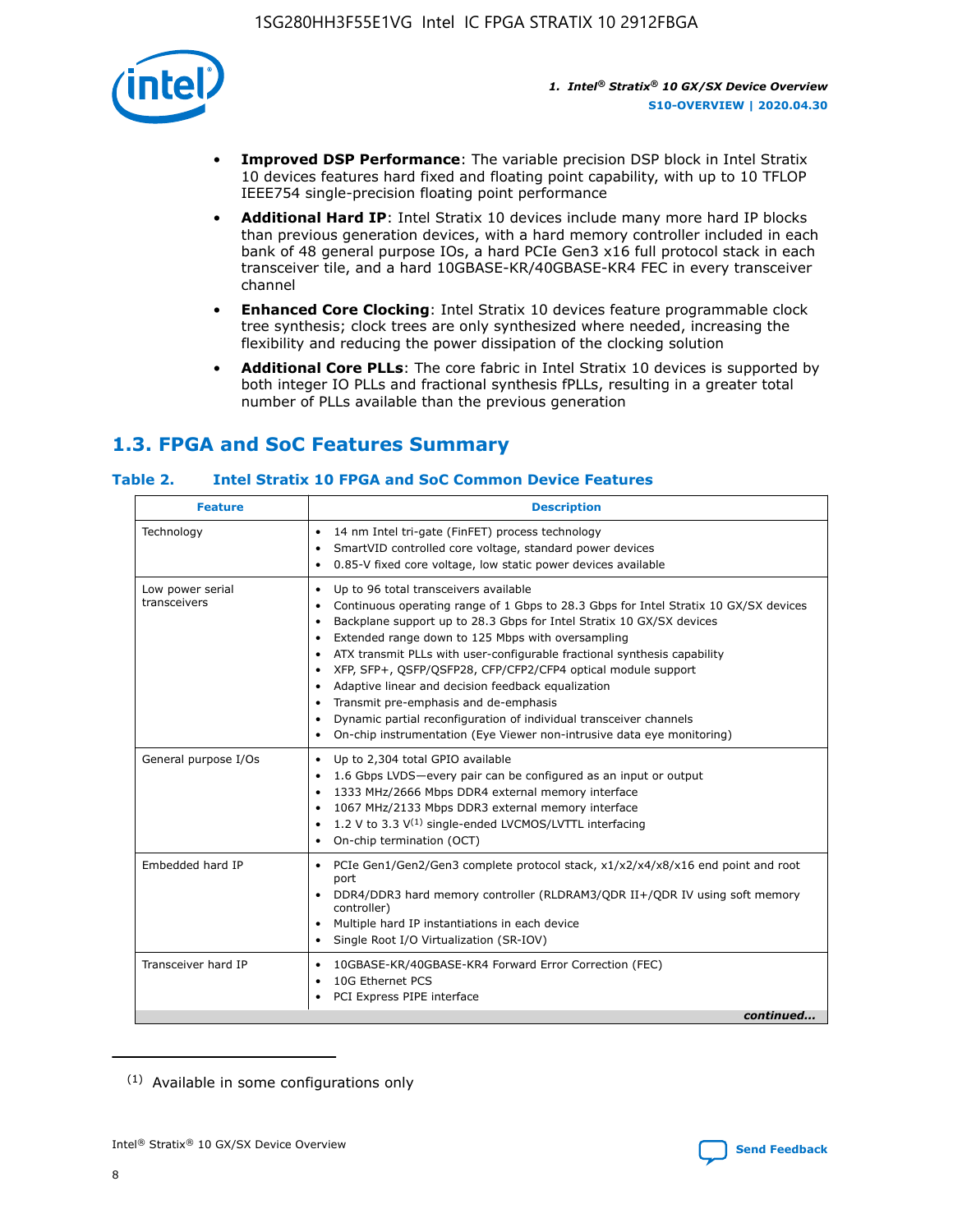- **Improved DSP Performance**: The variable precision DSP block in Intel Stratix 10 devices features hard fixed and floating point capability, with up to 10 TFLOP IEEE754 single-precision floating point performance
- **Additional Hard IP**: Intel Stratix 10 devices include many more hard IP blocks than previous generation devices, with a hard memory controller included in each bank of 48 general purpose IOs, a hard PCIe Gen3 x16 full protocol stack in each transceiver tile, and a hard 10GBASE-KR/40GBASE-KR4 FEC in every transceiver channel
- **Enhanced Core Clocking**: Intel Stratix 10 devices feature programmable clock tree synthesis; clock trees are only synthesized where needed, increasing the flexibility and reducing the power dissipation of the clocking solution
- **Additional Core PLLs**: The core fabric in Intel Stratix 10 devices is supported by both integer IO PLLs and fractional synthesis fPLLs, resulting in a greater total number of PLLs available than the previous generation

## 1.3. FPGA and SoC Features Summary

### Table 2. Intel Stratix 10 FPGA and SoC Common Device Features

| Feature | Description |
|---|---|
| Technology | • 14 nm Intel tri-gate (FinFET) process technology<br>• SmartVID controlled core voltage, standard power devices<br>• 0.85-V fixed core voltage, low static power devices available |
| Low power serial transceivers | • Up to 96 total transceivers available<br>• Continuous operating range of 1 Gbps to 28.3 Gbps for Intel Stratix 10 GX/SX devices<br>• Backplane support up to 28.3 Gbps for Intel Stratix 10 GX/SX devices<br>• Extended range down to 125 Mbps with oversampling<br>• ATX transmit PLLs with user-configurable fractional synthesis capability<br>• XFP, SFP+, QSFP/QSFP28, CFP/CFP2/CFP4 optical module support<br>• Adaptive linear and decision feedback equalization<br>• Transmit pre-emphasis and de-emphasis<br>• Dynamic partial reconfiguration of individual transceiver channels<br>• On-chip instrumentation (Eye Viewer non-intrusive data eye monitoring) |
| General purpose I/Os | • Up to 2,304 total GPIO available<br>• 1.6 Gbps LVDS—every pair can be configured as an input or output<br>• 1333 MHz/2666 Mbps DDR4 external memory interface<br>• 1067 MHz/2133 Mbps DDR3 external memory interface<br>• 1.2 V to 3.3 V[1] single-ended LVCMOS/LVTTL interfacing<br>• On-chip termination (OCT) |
| Embedded hard IP | • PCIe Gen1/Gen2/Gen3 complete protocol stack, x1/x2/x4/x8/x16 end point and root port<br>• DDR4/DDR3 hard memory controller (RLDRAM3/QDR II+/QDR IV using soft memory controller)<br>• Multiple hard IP instantiations in each device<br>• Single Root I/O Virtualization (SR-IOV) |
| Transceiver hard IP | • 10GBASE-KR/40GBASE-KR4 Forward Error Correction (FEC)<br>• 10G Ethernet PCS<br>• PCI Express PIPE interface |

*continued...*

(1) Available in some configurations only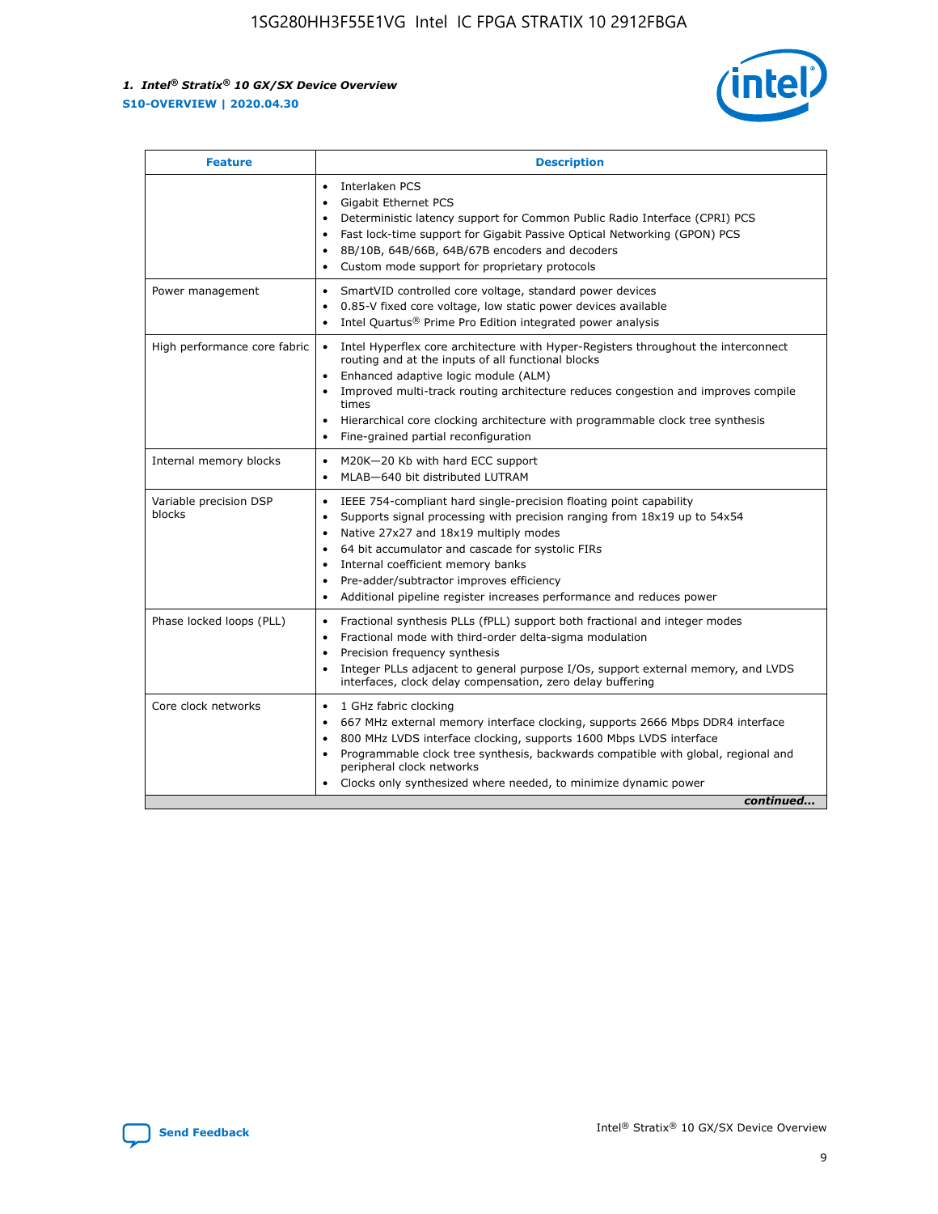| Feature | Description |
| --- | --- |
| | • Interlaken PCS<br>• Gigabit Ethernet PCS<br>• Deterministic latency support for Common Public Radio Interface (CPRI) PCS<br>• Fast lock-time support for Gigabit Passive Optical Networking (GPON) PCS<br>• 8B/10B, 64B/66B, 64B/67B encoders and decoders<br>• Custom mode support for proprietary protocols |
| Power management | • SmartVID controlled core voltage, standard power devices<br>• 0.85-V fixed core voltage, low static power devices available<br>• Intel Quartus® Prime Pro Edition integrated power analysis |
| High performance core fabric | • Intel Hyperflex core architecture with Hyper-Registers throughout the interconnect routing and at the inputs of all functional blocks<br>• Enhanced adaptive logic module (ALM)<br>• Improved multi-track routing architecture reduces congestion and improves compile times<br>• Hierarchical core clocking architecture with programmable clock tree synthesis<br>• Fine-grained partial reconfiguration |
| Internal memory blocks | • M20K—20 Kb with hard ECC support<br>• MLAB—640 bit distributed LUTRAM |
| Variable precision DSP blocks | • IEEE 754-compliant hard single-precision floating point capability<br>• Supports signal processing with precision ranging from 18x19 up to 54x54<br>• Native 27x27 and 18x19 multiply modes<br>• 64 bit accumulator and cascade for systolic FIRs<br>• Internal coefficient memory banks<br>• Pre-adder/subtractor improves efficiency<br>• Additional pipeline register increases performance and reduces power |
| Phase locked loops (PLL) | • Fractional synthesis PLLs (fPLL) support both fractional and integer modes<br>• Fractional mode with third-order delta-sigma modulation<br>• Precision frequency synthesis<br>• Integer PLLs adjacent to general purpose I/Os, support external memory, and LVDS interfaces, clock delay compensation, zero delay buffering |
| Core clock networks | • 1 GHz fabric clocking<br>• 667 MHz external memory interface clocking, supports 2666 Mbps DDR4 interface<br>• 800 MHz LVDS interface clocking, supports 1600 Mbps LVDS interface<br>• Programmable clock tree synthesis, backwards compatible with global, regional and peripheral clock networks<br>• Clocks only synthesized where needed, to minimize dynamic power |

*continued...*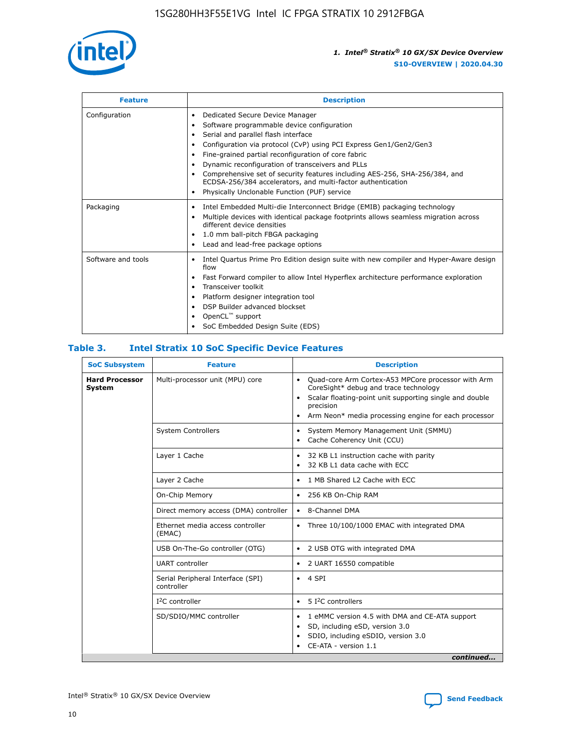| Feature | Description |
| --- | --- |
| Configuration | • Dedicated Secure Device Manager<br>• Software programmable device configuration<br>• Serial and parallel flash interface<br>• Configuration via protocol (CvP) using PCI Express Gen1/Gen2/Gen3<br>• Fine-grained partial reconfiguration of core fabric<br>• Dynamic reconfiguration of transceivers and PLLs<br>• Comprehensive set of security features including AES-256, SHA-256/384, and ECDSA-256/384 accelerators, and multi-factor authentication<br>• Physically Unclonable Function (PUF) service |
| Packaging | • Intel Embedded Multi-die Interconnect Bridge (EMIB) packaging technology<br>• Multiple devices with identical package footprints allows seamless migration across different device densities<br>• 1.0 mm ball-pitch FBGA packaging<br>• Lead and lead-free package options |
| Software and tools | • Intel Quartus Prime Pro Edition design suite with new compiler and Hyper-Aware design flow<br>• Fast Forward compiler to allow Intel Hyperflex architecture performance exploration<br>• Transceiver toolkit<br>• Platform designer integration tool<br>• DSP Builder advanced blockset<br>• OpenCL™ support<br>• SoC Embedded Design Suite (EDS) |

## Table 3. Intel Stratix 10 SoC Specific Device Features

| SoC Subsystem | Feature | Description |
| --- | --- | --- |
| **Hard Processor System** | Multi-processor unit (MPU) core | • Quad-core Arm Cortex-A53 MPCore processor with Arm CoreSight* debug and trace technology<br>• Scalar floating-point unit supporting single and double precision<br>• Arm Neon* media processing engine for each processor |
| | System Controllers | • System Memory Management Unit (SMMU)<br>• Cache Coherency Unit (CCU) |
| | Layer 1 Cache | • 32 KB L1 instruction cache with parity<br>• 32 KB L1 data cache with ECC |
| | Layer 2 Cache | • 1 MB Shared L2 Cache with ECC |
| | On-Chip Memory | • 256 KB On-Chip RAM |
| | Direct memory access (DMA) controller | • 8-Channel DMA |
| | Ethernet media access controller (EMAC) | • Three 10/100/1000 EMAC with integrated DMA |
| | USB On-The-Go controller (OTG) | • 2 USB OTG with integrated DMA |
| | UART controller | • 2 UART 16550 compatible |
| | Serial Peripheral Interface (SPI) controller | • 4 SPI |
| | I²C controller | • 5 I²C controllers |
| | SD/SDIO/MMC controller | • 1 eMMC version 4.5 with DMA and CE-ATA support<br>• SD, including eSD, version 3.0<br>• SDIO, including eSDIO, version 3.0<br>• CE-ATA - version 1.1 |

*continued...*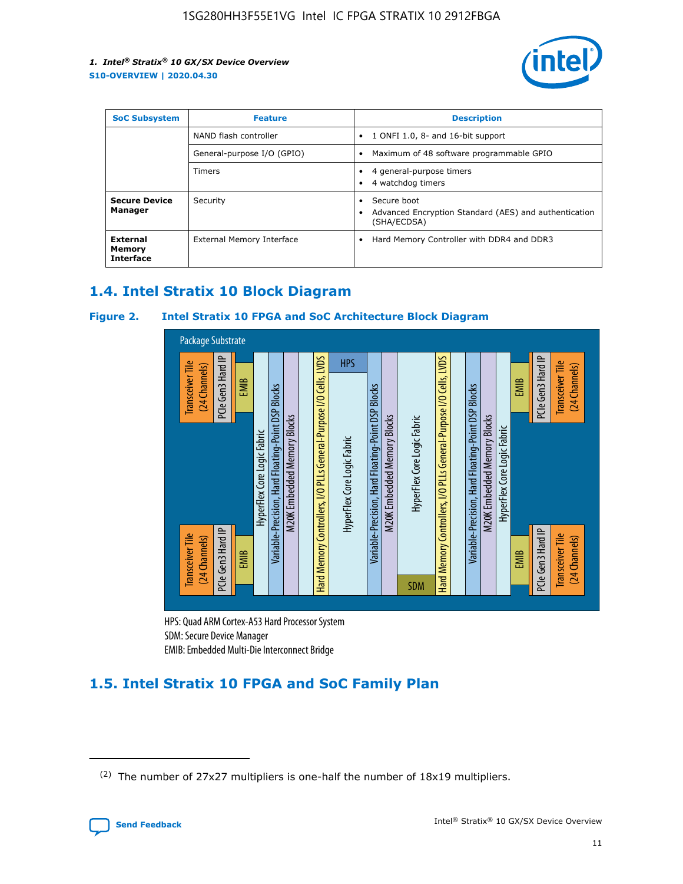| SoC Subsystem | Feature | Description |
| --- | --- | --- |
| | NAND flash controller | • 1 ONFI 1.0, 8- and 16-bit support |
| | General-purpose I/O (GPIO) | • Maximum of 48 software programmable GPIO |
| | Timers | • 4 general-purpose timers<br>• 4 watchdog timers |
| **Secure Device Manager** | Security | • Secure boot<br>• Advanced Encryption Standard (AES) and authentication (SHA/ECDSA) |
| **External Memory Interface** | External Memory Interface | • Hard Memory Controller with DDR4 and DDR3 |

## 1.4. Intel Stratix 10 Block Diagram

### Figure 2. Intel Stratix 10 FPGA and SoC Architecture Block Diagram

Package Substrate

Transceiver Tile (24 Channels) | PCIe Gen3 Hard IP | EMIB | HyperFlex Core Logic Fabric | Variable-Precision, Hard Floating-Point DSP Blocks | M20K Embedded Memory Blocks | Hard Memory Controllers, I/O PLLs General-Purpose I/O Cells, LVDS | HPS | HyperFlex Core Logic Fabric | Variable-Precision, Hard Floating-Point DSP Blocks | M20K Embedded Memory Blocks | HyperFlex Core Logic Fabric | SDM | Hard Memory Controllers, I/O PLLs General-Purpose I/O Cells, LVDS | Variable-Precision, Hard Floating-Point DSP Blocks | M20K Embedded Memory Blocks | HyperFlex Core Logic Fabric | EMIB | PCIe Gen3 Hard IP | Transceiver Tile (24 Channels)

HPS: Quad ARM Cortex-A53 Hard Processor System
SDM: Secure Device Manager
EMIB: Embedded Multi-Die Interconnect Bridge

## 1.5. Intel Stratix 10 FPGA and SoC Family Plan

(2) The number of 27x27 multipliers is one-half the number of 18x19 multipliers.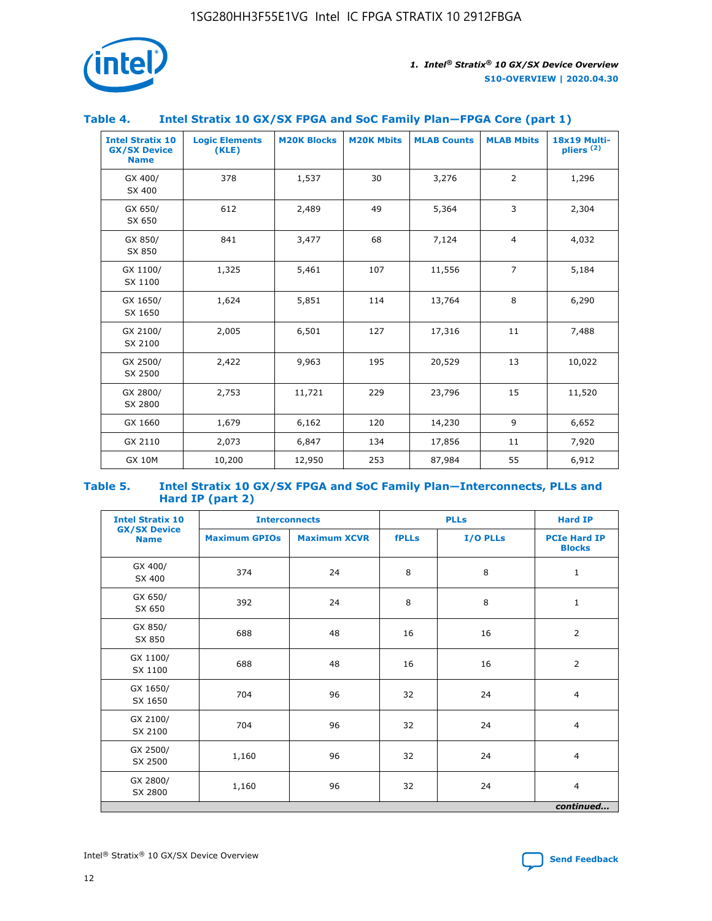**Table 4. Intel Stratix 10 GX/SX FPGA and SoC Family Plan—FPGA Core (part 1)**

| Intel Stratix 10 GX/SX Device Name | Logic Elements (KLE) | M20K Blocks | M20K Mbits | MLAB Counts | MLAB Mbits | 18x19 Multi-pliers (2) |
|---|---|---|---|---|---|---|
| GX 400/ SX 400 | 378 | 1,537 | 30 | 3,276 | 2 | 1,296 |
| GX 650/ SX 650 | 612 | 2,489 | 49 | 5,364 | 3 | 2,304 |
| GX 850/ SX 850 | 841 | 3,477 | 68 | 7,124 | 4 | 4,032 |
| GX 1100/ SX 1100 | 1,325 | 5,461 | 107 | 11,556 | 7 | 5,184 |
| GX 1650/ SX 1650 | 1,624 | 5,851 | 114 | 13,764 | 8 | 6,290 |
| GX 2100/ SX 2100 | 2,005 | 6,501 | 127 | 17,316 | 11 | 7,488 |
| GX 2500/ SX 2500 | 2,422 | 9,963 | 195 | 20,529 | 13 | 10,022 |
| GX 2800/ SX 2800 | 2,753 | 11,721 | 229 | 23,796 | 15 | 11,520 |
| GX 1660 | 1,679 | 6,162 | 120 | 14,230 | 9 | 6,652 |
| GX 2110 | 2,073 | 6,847 | 134 | 17,856 | 11 | 7,920 |
| GX 10M | 10,200 | 12,950 | 253 | 87,984 | 55 | 6,912 |

**Table 5. Intel Stratix 10 GX/SX FPGA and SoC Family Plan—Interconnects, PLLs and Hard IP (part 2)**

| Intel Stratix 10 GX/SX Device Name | Interconnects | | PLLs | | Hard IP |
|---|---|---|---|---|---|
| | Maximum GPIOs | Maximum XCVR | fPLLs | I/O PLLs | PCIe Hard IP Blocks |
| GX 400/ SX 400 | 374 | 24 | 8 | 8 | 1 |
| GX 650/ SX 650 | 392 | 24 | 8 | 8 | 1 |
| GX 850/ SX 850 | 688 | 48 | 16 | 16 | 2 |
| GX 1100/ SX 1100 | 688 | 48 | 16 | 16 | 2 |
| GX 1650/ SX 1650 | 704 | 96 | 32 | 24 | 4 |
| GX 2100/ SX 2100 | 704 | 96 | 32 | 24 | 4 |
| GX 2500/ SX 2500 | 1,160 | 96 | 32 | 24 | 4 |
| GX 2800/ SX 2800 | 1,160 | 96 | 32 | 24 | 4 |

*continued...*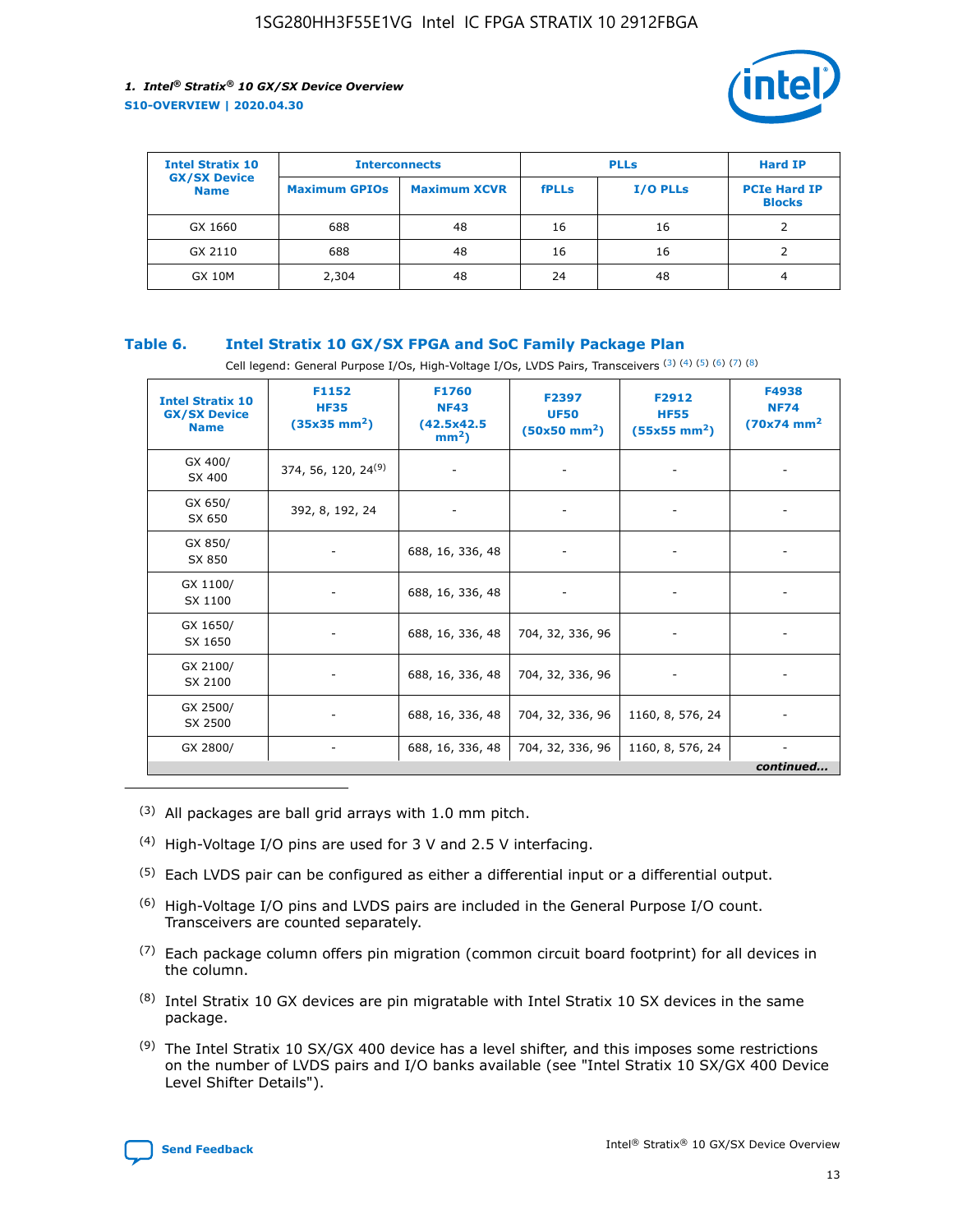| Intel Stratix 10 GX/SX Device Name | Interconnects | | PLLs | | Hard IP |
|---|---|---|---|---|---|
| | Maximum GPIOs | Maximum XCVR | fPLLs | I/O PLLs | PCIe Hard IP Blocks |
| GX 1660 | 688 | 48 | 16 | 16 | 2 |
| GX 2110 | 688 | 48 | 16 | 16 | 2 |
| GX 10M | 2,304 | 48 | 24 | 48 | 4 |

**Table 6. Intel Stratix 10 GX/SX FPGA and SoC Family Package Plan**

Cell legend: General Purpose I/Os, High-Voltage I/Os, LVDS Pairs, Transceivers (3) (4) (5) (6) (7) (8)

| Intel Stratix 10 GX/SX Device Name | F1152 HF35 (35x35 $mm^2$) | F1760 NF43 (42.5x42.5 $mm^2$) | F2397 UF50 (50x50 $mm^2$) | F2912 HF55 (55x55 $mm^2$) | F4938 NF74 (70x74 $mm^2$) |
|---|---|---|---|---|---|
| GX 400/ SX 400 | 374, 56, 120, 24[9] | - | - | - | - |
| GX 650/ SX 650 | 392, 8, 192, 24 | - | - | - | - |
| GX 850/ SX 850 | - | 688, 16, 336, 48 | - | - | - |
| GX 1100/ SX 1100 | - | 688, 16, 336, 48 | - | - | - |
| GX 1650/ SX 1650 | - | 688, 16, 336, 48 | 704, 32, 336, 96 | - | - |
| GX 2100/ SX 2100 | - | 688, 16, 336, 48 | 704, 32, 336, 96 | - | - |
| GX 2500/ SX 2500 | - | 688, 16, 336, 48 | 704, 32, 336, 96 | 1160, 8, 576, 24 | - |
| GX 2800/ | - | 688, 16, 336, 48 | 704, 32, 336, 96 | 1160, 8, 576, 24 | - |

*continued...*

(3) All packages are ball grid arrays with 1.0 mm pitch.

(4) High-Voltage I/O pins are used for 3 V and 2.5 V interfacing.

(5) Each LVDS pair can be configured as either a differential input or a differential output.

(6) High-Voltage I/O pins and LVDS pairs are included in the General Purpose I/O count. Transceivers are counted separately.

(7) Each package column offers pin migration (common circuit board footprint) for all devices in the column.

(8) Intel Stratix 10 GX devices are pin migratable with Intel Stratix 10 SX devices in the same package.

(9) The Intel Stratix 10 SX/GX 400 device has a level shifter, and this imposes some restrictions on the number of LVDS pairs and I/O banks available (see "Intel Stratix 10 SX/GX 400 Device Level Shifter Details").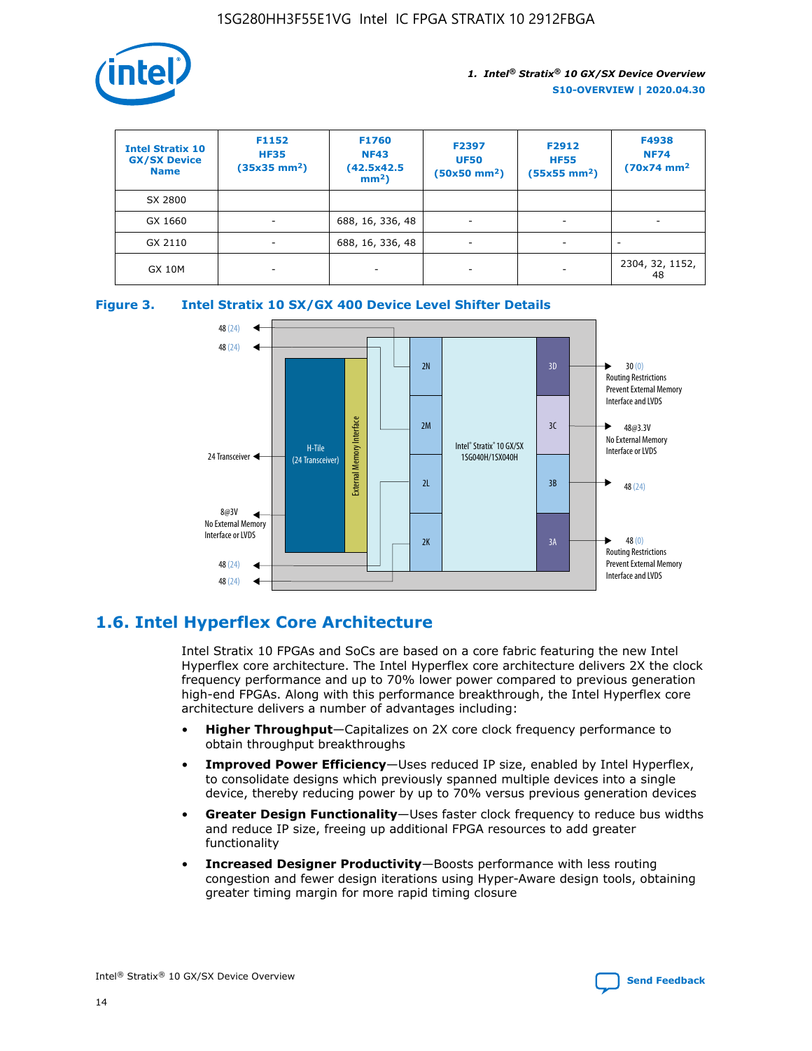| Intel Stratix 10 GX/SX Device Name | F1152 HF35 (35x35 mm²) | F1760 NF43 (42.5x42.5 mm²) | F2397 UF50 (50x50 mm²) | F2912 HF55 (55x55 mm²) | F4938 NF74 (70x74 mm² |
|---|---|---|---|---|---|
| SX 2800 | | | | | |
| GX 1660 | - | 688, 16, 336, 48 | - | - | - |
| GX 2110 | - | 688, 16, 336, 48 | - | - | - |
| GX 10M | - | - | - | - | 2304, 32, 1152, 48 |

**Figure 3. Intel Stratix 10 SX/GX 400 Device Level Shifter Details**

## 1.6. Intel Hyperflex Core Architecture

Intel Stratix 10 FPGAs and SoCs are based on a core fabric featuring the new Intel Hyperflex core architecture. The Intel Hyperflex core architecture delivers 2X the clock frequency performance and up to 70% lower power compared to previous generation high-end FPGAs. Along with this performance breakthrough, the Intel Hyperflex core architecture delivers a number of advantages including:

- **Higher Throughput**—Capitalizes on 2X core clock frequency performance to obtain throughput breakthroughs
- **Improved Power Efficiency**—Uses reduced IP size, enabled by Intel Hyperflex, to consolidate designs which previously spanned multiple devices into a single device, thereby reducing power by up to 70% versus previous generation devices
- **Greater Design Functionality**—Uses faster clock frequency to reduce bus widths and reduce IP size, freeing up additional FPGA resources to add greater functionality
- **Increased Designer Productivity**—Boosts performance with less routing congestion and fewer design iterations using Hyper-Aware design tools, obtaining greater timing margin for more rapid timing closure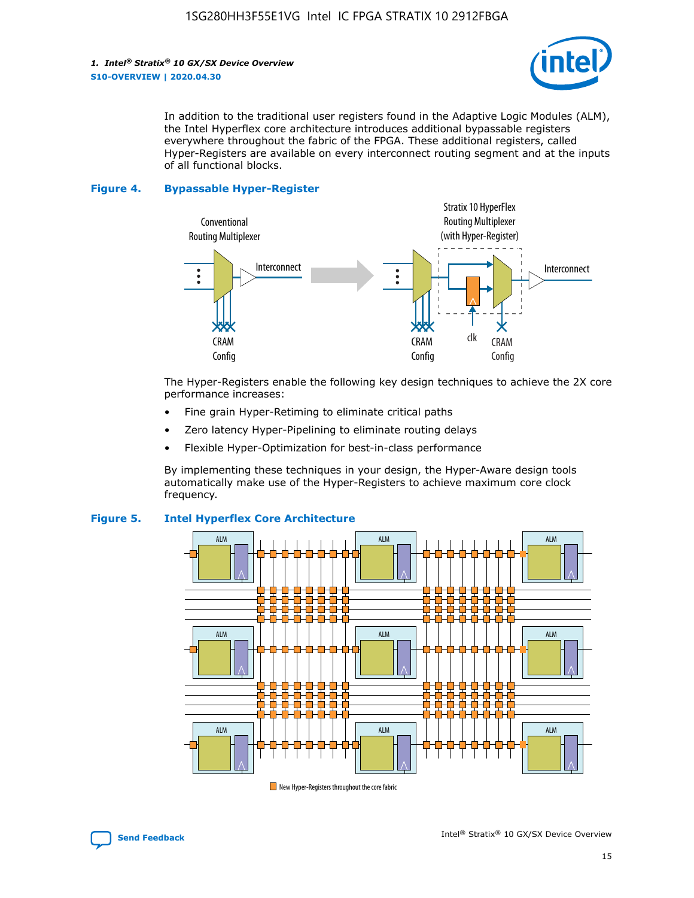In addition to the traditional user registers found in the Adaptive Logic Modules (ALM), the Intel Hyperflex core architecture introduces additional bypassable registers everywhere throughout the fabric of the FPGA. These additional registers, called Hyper-Registers are available on every interconnect routing segment and at the inputs of all functional blocks.

**Figure 4. Bypassable Hyper-Register**

The Hyper-Registers enable the following key design techniques to achieve the 2X core performance increases:

- Fine grain Hyper-Retiming to eliminate critical paths
- Zero latency Hyper-Pipelining to eliminate routing delays
- Flexible Hyper-Optimization for best-in-class performance

By implementing these techniques in your design, the Hyper-Aware design tools automatically make use of the Hyper-Registers to achieve maximum core clock frequency.

**Figure 5. Intel Hyperflex Core Architecture**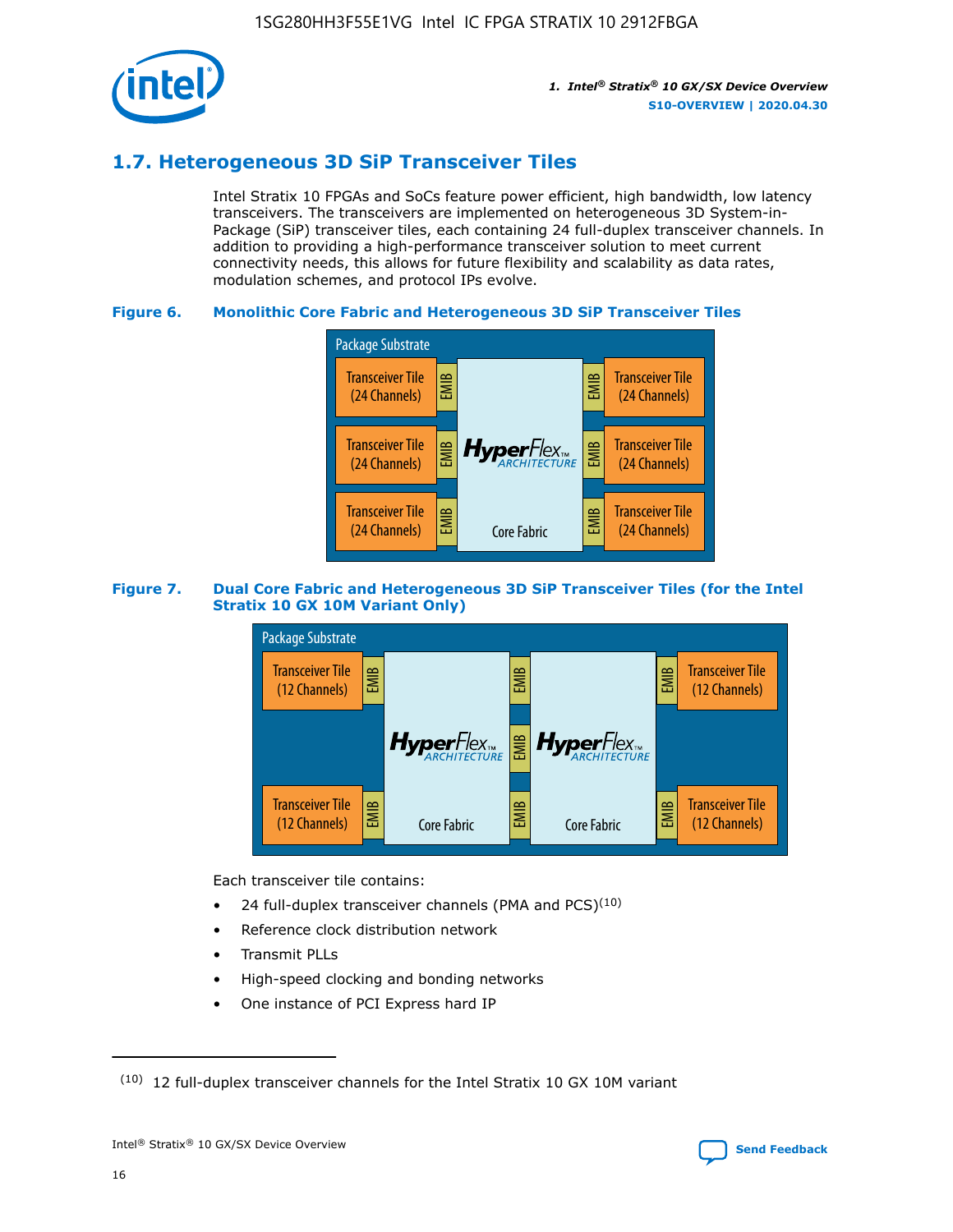## 1.7. Heterogeneous 3D SiP Transceiver Tiles

Intel Stratix 10 FPGAs and SoCs feature power efficient, high bandwidth, low latency transceivers. The transceivers are implemented on heterogeneous 3D System-in-Package (SiP) transceiver tiles, each containing 24 full-duplex transceiver channels. In addition to providing a high-performance transceiver solution to meet current connectivity needs, this allows for future flexibility and scalability as data rates, modulation schemes, and protocol IPs evolve.

**Figure 6. Monolithic Core Fabric and Heterogeneous 3D SiP Transceiver Tiles**

Package Substrate

Transceiver Tile (24 Channels) | EMIB | HyperFlex ARCHITECTURE Core Fabric | EMIB | Transceiver Tile (24 Channels)

Transceiver Tile (24 Channels) | EMIB | | EMIB | Transceiver Tile (24 Channels)

Transceiver Tile (24 Channels) | EMIB | | EMIB | Transceiver Tile (24 Channels)

**Figure 7. Dual Core Fabric and Heterogeneous 3D SiP Transceiver Tiles (for the Intel Stratix 10 GX 10M Variant Only)**

Package Substrate

Transceiver Tile (12 Channels) | EMIB | HyperFlex ARCHITECTURE Core Fabric | EMIB | HyperFlex ARCHITECTURE Core Fabric | EMIB | Transceiver Tile (12 Channels)

Transceiver Tile (12 Channels) | EMIB | | EMIB | | EMIB | Transceiver Tile (12 Channels)

Each transceiver tile contains:

- 24 full-duplex transceiver channels (PMA and PCS)[10]
- Reference clock distribution network
- Transmit PLLs
- High-speed clocking and bonding networks
- One instance of PCI Express hard IP

(10) 12 full-duplex transceiver channels for the Intel Stratix 10 GX 10M variant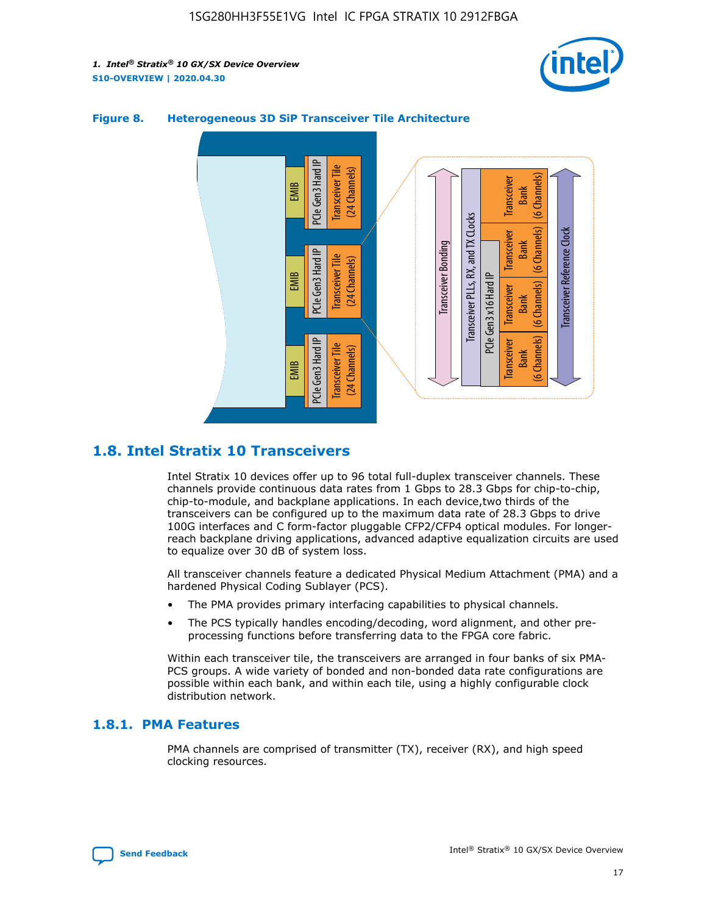**Figure 8. Heterogeneous 3D SiP Transceiver Tile Architecture**

## 1.8. Intel Stratix 10 Transceivers

Intel Stratix 10 devices offer up to 96 total full-duplex transceiver channels. These channels provide continuous data rates from 1 Gbps to 28.3 Gbps for chip-to-chip, chip-to-module, and backplane applications. In each device,two thirds of the transceivers can be configured up to the maximum data rate of 28.3 Gbps to drive 100G interfaces and C form-factor pluggable CFP2/CFP4 optical modules. For longer-reach backplane driving applications, advanced adaptive equalization circuits are used to equalize over 30 dB of system loss.

All transceiver channels feature a dedicated Physical Medium Attachment (PMA) and a hardened Physical Coding Sublayer (PCS).

- The PMA provides primary interfacing capabilities to physical channels.
- The PCS typically handles encoding/decoding, word alignment, and other pre-processing functions before transferring data to the FPGA core fabric.

Within each transceiver tile, the transceivers are arranged in four banks of six PMA-PCS groups. A wide variety of bonded and non-bonded data rate configurations are possible within each bank, and within each tile, using a highly configurable clock distribution network.

### 1.8.1. PMA Features

PMA channels are comprised of transmitter (TX), receiver (RX), and high speed clocking resources.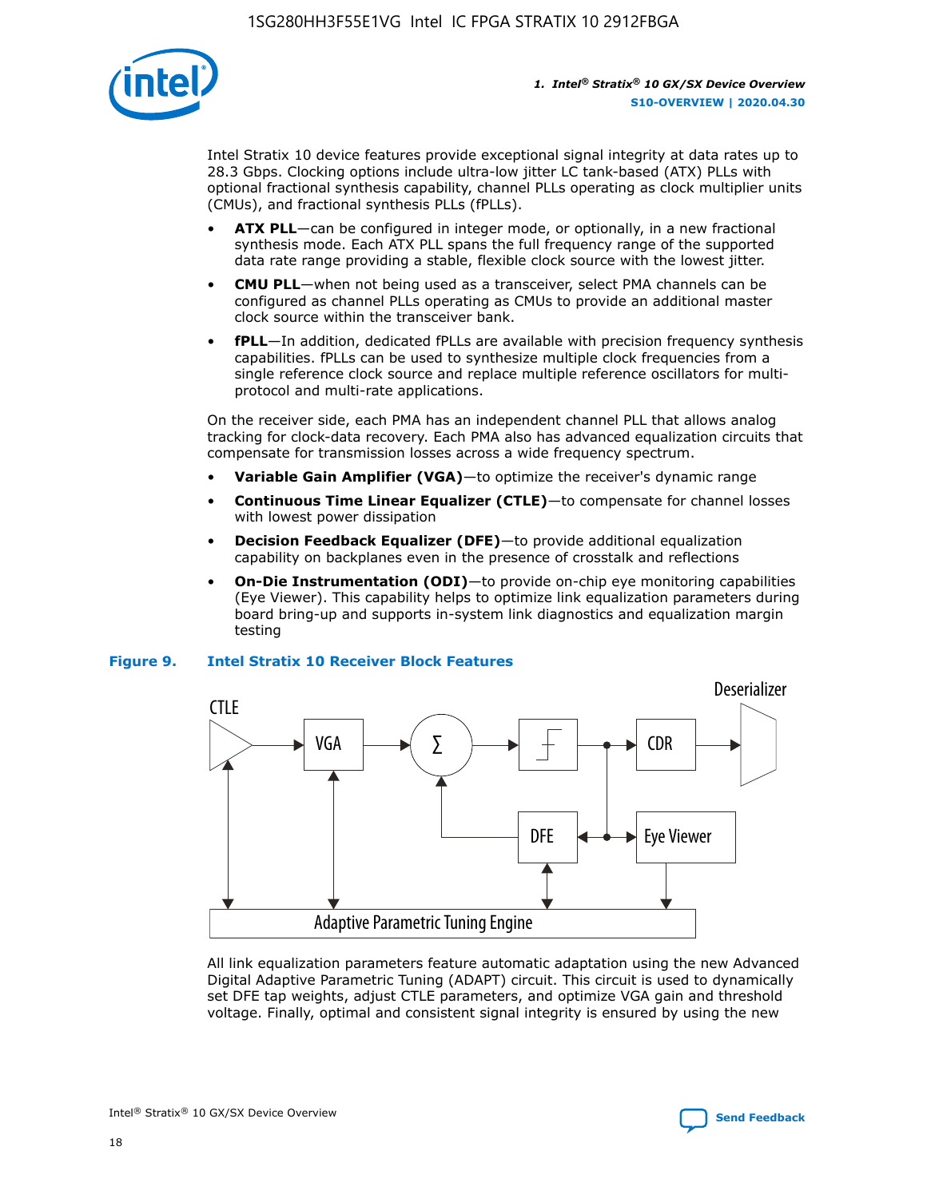Intel Stratix 10 device features provide exceptional signal integrity at data rates up to 28.3 Gbps. Clocking options include ultra-low jitter LC tank-based (ATX) PLLs with optional fractional synthesis capability, channel PLLs operating as clock multiplier units (CMUs), and fractional synthesis PLLs (fPLLs).

- **ATX PLL**—can be configured in integer mode, or optionally, in a new fractional synthesis mode. Each ATX PLL spans the full frequency range of the supported data rate range providing a stable, flexible clock source with the lowest jitter.
- **CMU PLL**—when not being used as a transceiver, select PMA channels can be configured as channel PLLs operating as CMUs to provide an additional master clock source within the transceiver bank.
- **fPLL**—In addition, dedicated fPLLs are available with precision frequency synthesis capabilities. fPLLs can be used to synthesize multiple clock frequencies from a single reference clock source and replace multiple reference oscillators for multi-protocol and multi-rate applications.

On the receiver side, each PMA has an independent channel PLL that allows analog tracking for clock-data recovery. Each PMA also has advanced equalization circuits that compensate for transmission losses across a wide frequency spectrum.

- **Variable Gain Amplifier (VGA)**—to optimize the receiver's dynamic range
- **Continuous Time Linear Equalizer (CTLE)**—to compensate for channel losses with lowest power dissipation
- **Decision Feedback Equalizer (DFE)**—to provide additional equalization capability on backplanes even in the presence of crosstalk and reflections
- **On-Die Instrumentation (ODI)**—to provide on-chip eye monitoring capabilities (Eye Viewer). This capability helps to optimize link equalization parameters during board bring-up and supports in-system link diagnostics and equalization margin testing

**Figure 9. Intel Stratix 10 Receiver Block Features**

All link equalization parameters feature automatic adaptation using the new Advanced Digital Adaptive Parametric Tuning (ADAPT) circuit. This circuit is used to dynamically set DFE tap weights, adjust CTLE parameters, and optimize VGA gain and threshold voltage. Finally, optimal and consistent signal integrity is ensured by using the new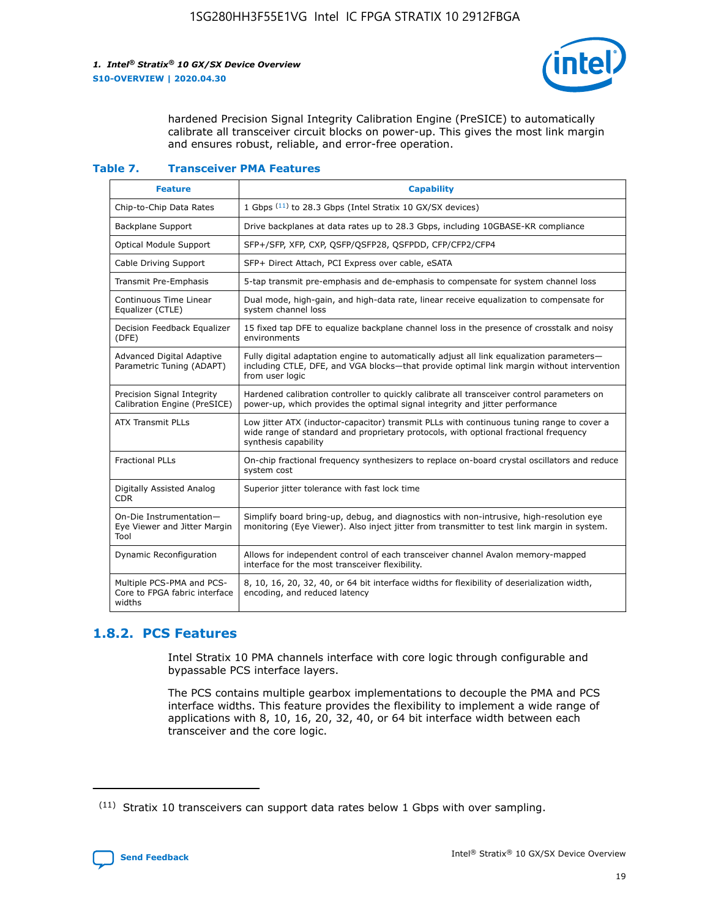hardened Precision Signal Integrity Calibration Engine (PreSICE) to automatically calibrate all transceiver circuit blocks on power-up. This gives the most link margin and ensures robust, reliable, and error-free operation.

**Table 7. Transceiver PMA Features**

| Feature | Capability |
| --- | --- |
| Chip-to-Chip Data Rates | 1 Gbps [11] to 28.3 Gbps (Intel Stratix 10 GX/SX devices) |
| Backplane Support | Drive backplanes at data rates up to 28.3 Gbps, including 10GBASE-KR compliance |
| Optical Module Support | SFP+/SFP, XFP, CXP, QSFP/QSFP28, QSFPDD, CFP/CFP2/CFP4 |
| Cable Driving Support | SFP+ Direct Attach, PCI Express over cable, eSATA |
| Transmit Pre-Emphasis | 5-tap transmit pre-emphasis and de-emphasis to compensate for system channel loss |
| Continuous Time Linear Equalizer (CTLE) | Dual mode, high-gain, and high-data rate, linear receive equalization to compensate for system channel loss |
| Decision Feedback Equalizer (DFE) | 15 fixed tap DFE to equalize backplane channel loss in the presence of crosstalk and noisy environments |
| Advanced Digital Adaptive Parametric Tuning (ADAPT) | Fully digital adaptation engine to automatically adjust all link equalization parameters—including CTLE, DFE, and VGA blocks—that provide optimal link margin without intervention from user logic |
| Precision Signal Integrity Calibration Engine (PreSICE) | Hardened calibration controller to quickly calibrate all transceiver control parameters on power-up, which provides the optimal signal integrity and jitter performance |
| ATX Transmit PLLs | Low jitter ATX (inductor-capacitor) transmit PLLs with continuous tuning range to cover a wide range of standard and proprietary protocols, with optional fractional frequency synthesis capability |
| Fractional PLLs | On-chip fractional frequency synthesizers to replace on-board crystal oscillators and reduce system cost |
| Digitally Assisted Analog CDR | Superior jitter tolerance with fast lock time |
| On-Die Instrumentation—Eye Viewer and Jitter Margin Tool | Simplify board bring-up, debug, and diagnostics with non-intrusive, high-resolution eye monitoring (Eye Viewer). Also inject jitter from transmitter to test link margin in system. |
| Dynamic Reconfiguration | Allows for independent control of each transceiver channel Avalon memory-mapped interface for the most transceiver flexibility. |
| Multiple PCS-PMA and PCS-Core to FPGA fabric interface widths | 8, 10, 16, 20, 32, 40, or 64 bit interface widths for flexibility of deserialization width, encoding, and reduced latency |

## 1.8.2. PCS Features

Intel Stratix 10 PMA channels interface with core logic through configurable and bypassable PCS interface layers.

The PCS contains multiple gearbox implementations to decouple the PMA and PCS interface widths. This feature provides the flexibility to implement a wide range of applications with 8, 10, 16, 20, 32, 40, or 64 bit interface width between each transceiver and the core logic.

(11) Stratix 10 transceivers can support data rates below 1 Gbps with over sampling.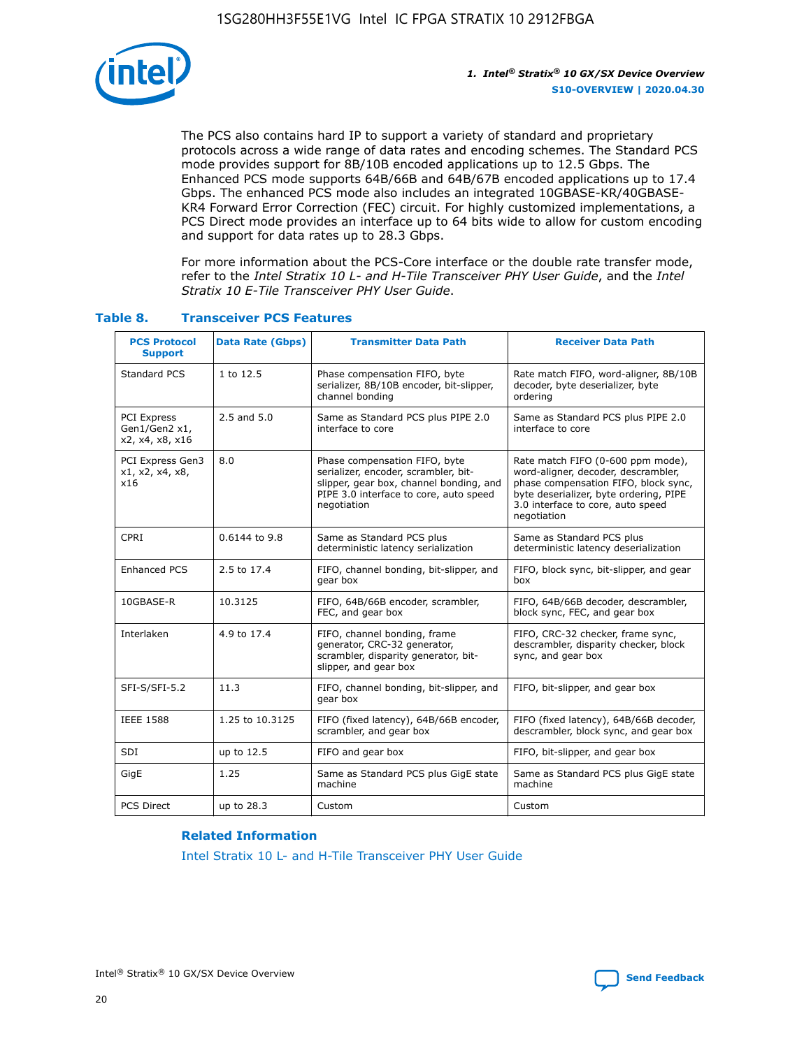The PCS also contains hard IP to support a variety of standard and proprietary protocols across a wide range of data rates and encoding schemes. The Standard PCS mode provides support for 8B/10B encoded applications up to 12.5 Gbps. The Enhanced PCS mode supports 64B/66B and 64B/67B encoded applications up to 17.4 Gbps. The enhanced PCS mode also includes an integrated 10GBASE-KR/40GBASE-KR4 Forward Error Correction (FEC) circuit. For highly customized implementations, a PCS Direct mode provides an interface up to 64 bits wide to allow for custom encoding and support for data rates up to 28.3 Gbps.

For more information about the PCS-Core interface or the double rate transfer mode, refer to the *Intel Stratix 10 L- and H-Tile Transceiver PHY User Guide*, and the *Intel Stratix 10 E-Tile Transceiver PHY User Guide*.

**Table 8. Transceiver PCS Features**

| PCS Protocol Support | Data Rate (Gbps) | Transmitter Data Path | Receiver Data Path |
|---|---|---|---|
| Standard PCS | 1 to 12.5 | Phase compensation FIFO, byte serializer, 8B/10B encoder, bit-slipper, channel bonding | Rate match FIFO, word-aligner, 8B/10B decoder, byte deserializer, byte ordering |
| PCI Express Gen1/Gen2 x1, x2, x4, x8, x16 | 2.5 and 5.0 | Same as Standard PCS plus PIPE 2.0 interface to core | Same as Standard PCS plus PIPE 2.0 interface to core |
| PCI Express Gen3 x1, x2, x4, x8, x16 | 8.0 | Phase compensation FIFO, byte serializer, encoder, scrambler, bit-slipper, gear box, channel bonding, and PIPE 3.0 interface to core, auto speed negotiation | Rate match FIFO (0-600 ppm mode), word-aligner, decoder, descrambler, phase compensation FIFO, block sync, byte deserializer, byte ordering, PIPE 3.0 interface to core, auto speed negotiation |
| CPRI | 0.6144 to 9.8 | Same as Standard PCS plus deterministic latency serialization | Same as Standard PCS plus deterministic latency deserialization |
| Enhanced PCS | 2.5 to 17.4 | FIFO, channel bonding, bit-slipper, and gear box | FIFO, block sync, bit-slipper, and gear box |
| 10GBASE-R | 10.3125 | FIFO, 64B/66B encoder, scrambler, FEC, and gear box | FIFO, 64B/66B decoder, descrambler, block sync, FEC, and gear box |
| Interlaken | 4.9 to 17.4 | FIFO, channel bonding, frame generator, CRC-32 generator, scrambler, disparity generator, bit-slipper, and gear box | FIFO, CRC-32 checker, frame sync, descrambler, disparity checker, block sync, and gear box |
| SFI-S/SFI-5.2 | 11.3 | FIFO, channel bonding, bit-slipper, and gear box | FIFO, bit-slipper, and gear box |
| IEEE 1588 | 1.25 to 10.3125 | FIFO (fixed latency), 64B/66B encoder, scrambler, and gear box | FIFO (fixed latency), 64B/66B decoder, descrambler, block sync, and gear box |
| SDI | up to 12.5 | FIFO and gear box | FIFO, bit-slipper, and gear box |
| GigE | 1.25 | Same as Standard PCS plus GigE state machine | Same as Standard PCS plus GigE state machine |
| PCS Direct | up to 28.3 | Custom | Custom |

**Related Information**

Intel Stratix 10 L- and H-Tile Transceiver PHY User Guide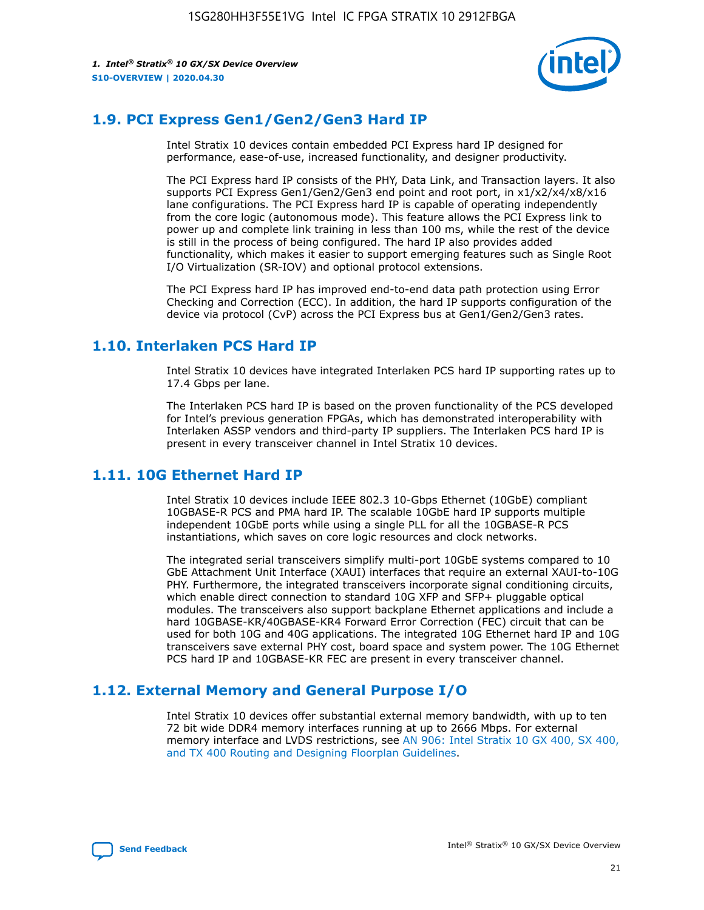## 1.9. PCI Express Gen1/Gen2/Gen3 Hard IP

Intel Stratix 10 devices contain embedded PCI Express hard IP designed for performance, ease-of-use, increased functionality, and designer productivity.

The PCI Express hard IP consists of the PHY, Data Link, and Transaction layers. It also supports PCI Express Gen1/Gen2/Gen3 end point and root port, in x1/x2/x4/x8/x16 lane configurations. The PCI Express hard IP is capable of operating independently from the core logic (autonomous mode). This feature allows the PCI Express link to power up and complete link training in less than 100 ms, while the rest of the device is still in the process of being configured. The hard IP also provides added functionality, which makes it easier to support emerging features such as Single Root I/O Virtualization (SR-IOV) and optional protocol extensions.

The PCI Express hard IP has improved end-to-end data path protection using Error Checking and Correction (ECC). In addition, the hard IP supports configuration of the device via protocol (CvP) across the PCI Express bus at Gen1/Gen2/Gen3 rates.

## 1.10. Interlaken PCS Hard IP

Intel Stratix 10 devices have integrated Interlaken PCS hard IP supporting rates up to 17.4 Gbps per lane.

The Interlaken PCS hard IP is based on the proven functionality of the PCS developed for Intel's previous generation FPGAs, which has demonstrated interoperability with Interlaken ASSP vendors and third-party IP suppliers. The Interlaken PCS hard IP is present in every transceiver channel in Intel Stratix 10 devices.

## 1.11. 10G Ethernet Hard IP

Intel Stratix 10 devices include IEEE 802.3 10-Gbps Ethernet (10GbE) compliant 10GBASE-R PCS and PMA hard IP. The scalable 10GbE hard IP supports multiple independent 10GbE ports while using a single PLL for all the 10GBASE-R PCS instantiations, which saves on core logic resources and clock networks.

The integrated serial transceivers simplify multi-port 10GbE systems compared to 10 GbE Attachment Unit Interface (XAUI) interfaces that require an external XAUI-to-10G PHY. Furthermore, the integrated transceivers incorporate signal conditioning circuits, which enable direct connection to standard 10G XFP and SFP+ pluggable optical modules. The transceivers also support backplane Ethernet applications and include a hard 10GBASE-KR/40GBASE-KR4 Forward Error Correction (FEC) circuit that can be used for both 10G and 40G applications. The integrated 10G Ethernet hard IP and 10G transceivers save external PHY cost, board space and system power. The 10G Ethernet PCS hard IP and 10GBASE-KR FEC are present in every transceiver channel.

## 1.12. External Memory and General Purpose I/O

Intel Stratix 10 devices offer substantial external memory bandwidth, with up to ten 72 bit wide DDR4 memory interfaces running at up to 2666 Mbps. For external memory interface and LVDS restrictions, see AN 906: Intel Stratix 10 GX 400, SX 400, and TX 400 Routing and Designing Floorplan Guidelines.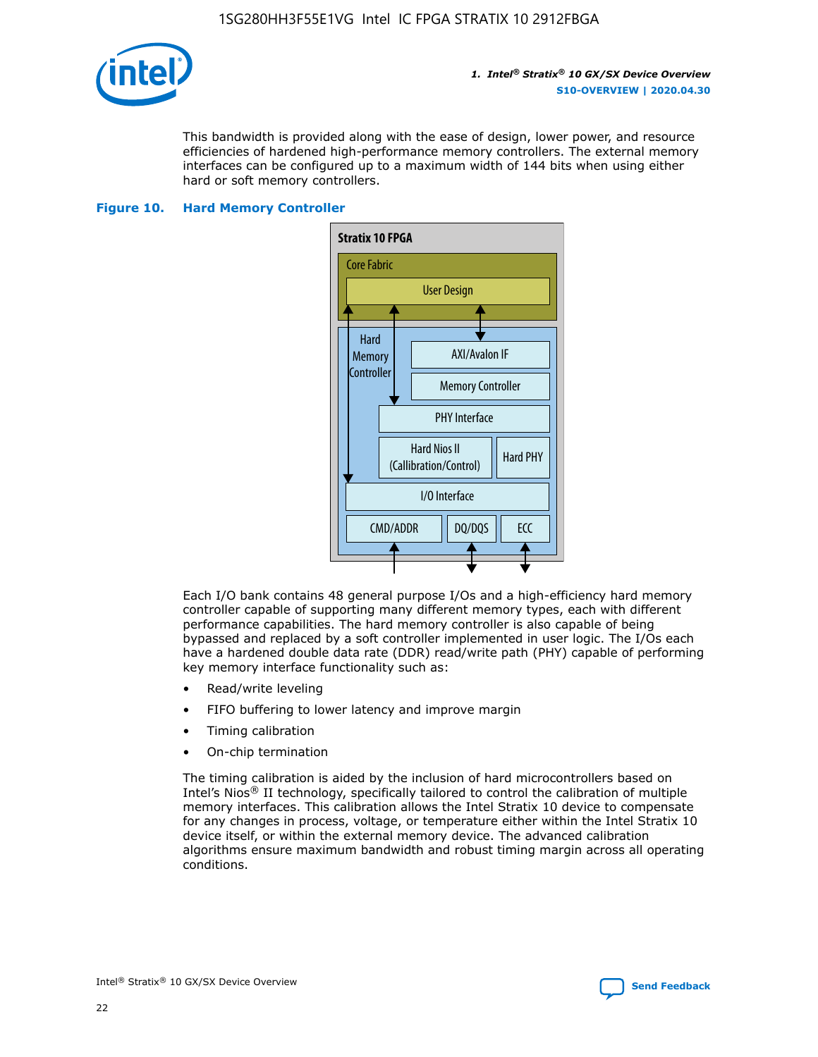This bandwidth is provided along with the ease of design, lower power, and resource efficiencies of hardened high-performance memory controllers. The external memory interfaces can be configured up to a maximum width of 144 bits when using either hard or soft memory controllers.

**Figure 10. Hard Memory Controller**

Each I/O bank contains 48 general purpose I/Os and a high-efficiency hard memory controller capable of supporting many different memory types, each with different performance capabilities. The hard memory controller is also capable of being bypassed and replaced by a soft controller implemented in user logic. The I/Os each have a hardened double data rate (DDR) read/write path (PHY) capable of performing key memory interface functionality such as:

- Read/write leveling
- FIFO buffering to lower latency and improve margin
- Timing calibration
- On-chip termination

The timing calibration is aided by the inclusion of hard microcontrollers based on Intel's Nios® II technology, specifically tailored to control the calibration of multiple memory interfaces. This calibration allows the Intel Stratix 10 device to compensate for any changes in process, voltage, or temperature either within the Intel Stratix 10 device itself, or within the external memory device. The advanced calibration algorithms ensure maximum bandwidth and robust timing margin across all operating conditions.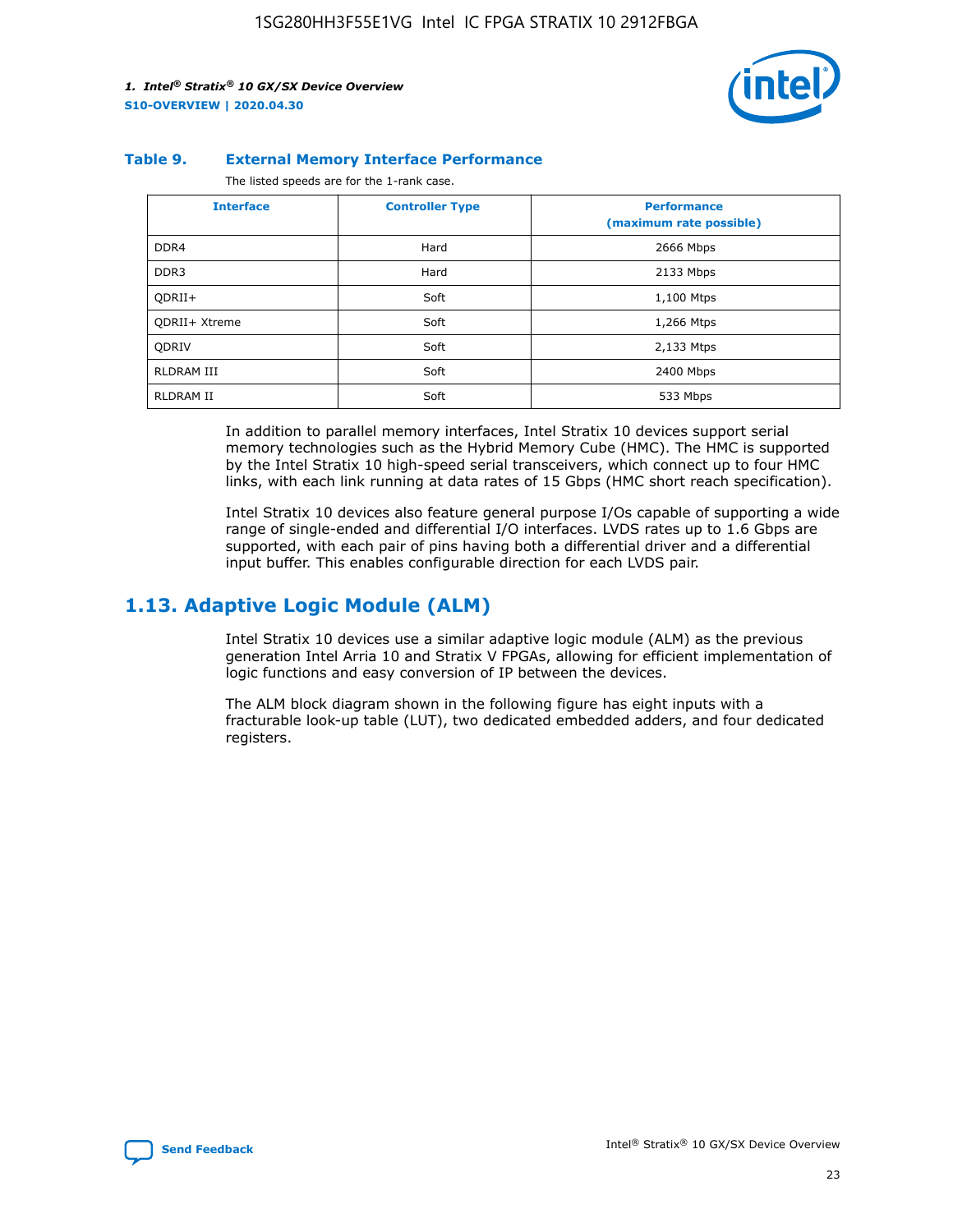**Table 9. External Memory Interface Performance**

The listed speeds are for the 1-rank case.

| Interface | Controller Type | Performance (maximum rate possible) |
|---|---|---|
| DDR4 | Hard | 2666 Mbps |
| DDR3 | Hard | 2133 Mbps |
| QDRII+ | Soft | 1,100 Mtps |
| QDRII+ Xtreme | Soft | 1,266 Mtps |
| QDRIV | Soft | 2,133 Mtps |
| RLDRAM III | Soft | 2400 Mbps |
| RLDRAM II | Soft | 533 Mbps |

In addition to parallel memory interfaces, Intel Stratix 10 devices support serial memory technologies such as the Hybrid Memory Cube (HMC). The HMC is supported by the Intel Stratix 10 high-speed serial transceivers, which connect up to four HMC links, with each link running at data rates of 15 Gbps (HMC short reach specification).

Intel Stratix 10 devices also feature general purpose I/Os capable of supporting a wide range of single-ended and differential I/O interfaces. LVDS rates up to 1.6 Gbps are supported, with each pair of pins having both a differential driver and a differential input buffer. This enables configurable direction for each LVDS pair.

## 1.13. Adaptive Logic Module (ALM)

Intel Stratix 10 devices use a similar adaptive logic module (ALM) as the previous generation Intel Arria 10 and Stratix V FPGAs, allowing for efficient implementation of logic functions and easy conversion of IP between the devices.

The ALM block diagram shown in the following figure has eight inputs with a fracturable look-up table (LUT), two dedicated embedded adders, and four dedicated registers.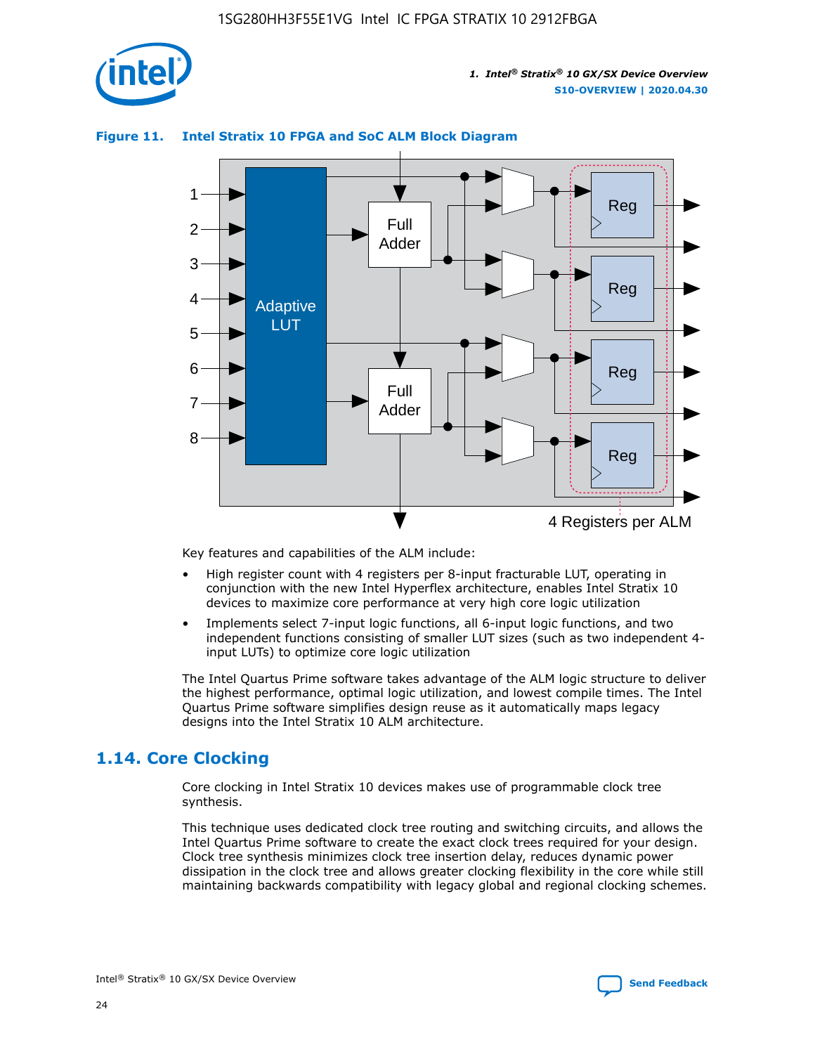**Figure 11. Intel Stratix 10 FPGA and SoC ALM Block Diagram**

Key features and capabilities of the ALM include:

- High register count with 4 registers per 8-input fracturable LUT, operating in conjunction with the new Intel Hyperflex architecture, enables Intel Stratix 10 devices to maximize core performance at very high core logic utilization
- Implements select 7-input logic functions, all 6-input logic functions, and two independent functions consisting of smaller LUT sizes (such as two independent 4-input LUTs) to optimize core logic utilization

The Intel Quartus Prime software takes advantage of the ALM logic structure to deliver the highest performance, optimal logic utilization, and lowest compile times. The Intel Quartus Prime software simplifies design reuse as it automatically maps legacy designs into the Intel Stratix 10 ALM architecture.

## 1.14. Core Clocking

Core clocking in Intel Stratix 10 devices makes use of programmable clock tree synthesis.

This technique uses dedicated clock tree routing and switching circuits, and allows the Intel Quartus Prime software to create the exact clock trees required for your design. Clock tree synthesis minimizes clock tree insertion delay, reduces dynamic power dissipation in the clock tree and allows greater clocking flexibility in the core while still maintaining backwards compatibility with legacy global and regional clocking schemes.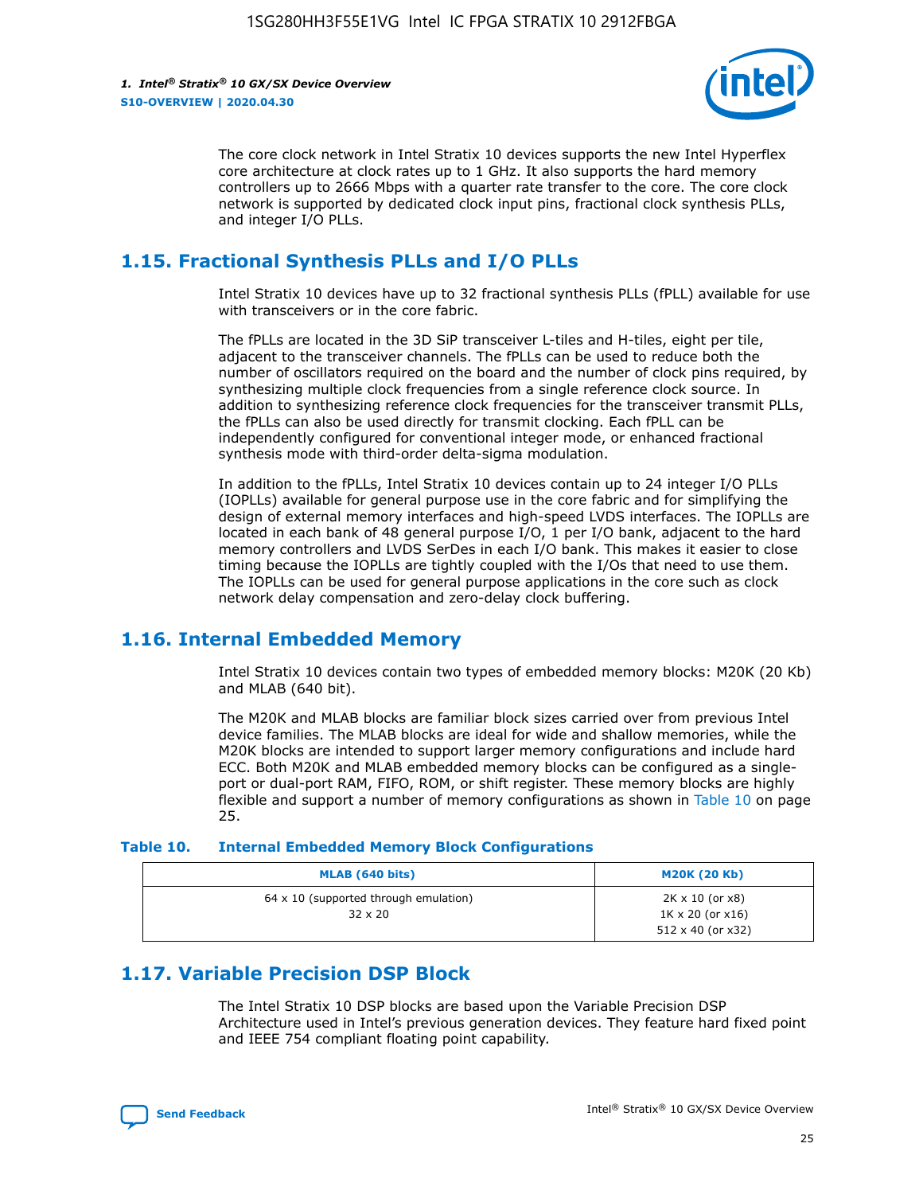The core clock network in Intel Stratix 10 devices supports the new Intel Hyperflex core architecture at clock rates up to 1 GHz. It also supports the hard memory controllers up to 2666 Mbps with a quarter rate transfer to the core. The core clock network is supported by dedicated clock input pins, fractional clock synthesis PLLs, and integer I/O PLLs.

## 1.15. Fractional Synthesis PLLs and I/O PLLs

Intel Stratix 10 devices have up to 32 fractional synthesis PLLs (fPLL) available for use with transceivers or in the core fabric.

The fPLLs are located in the 3D SiP transceiver L-tiles and H-tiles, eight per tile, adjacent to the transceiver channels. The fPLLs can be used to reduce both the number of oscillators required on the board and the number of clock pins required, by synthesizing multiple clock frequencies from a single reference clock source. In addition to synthesizing reference clock frequencies for the transceiver transmit PLLs, the fPLLs can also be used directly for transmit clocking. Each fPLL can be independently configured for conventional integer mode, or enhanced fractional synthesis mode with third-order delta-sigma modulation.

In addition to the fPLLs, Intel Stratix 10 devices contain up to 24 integer I/O PLLs (IOPLLs) available for general purpose use in the core fabric and for simplifying the design of external memory interfaces and high-speed LVDS interfaces. The IOPLLs are located in each bank of 48 general purpose I/O, 1 per I/O bank, adjacent to the hard memory controllers and LVDS SerDes in each I/O bank. This makes it easier to close timing because the IOPLLs are tightly coupled with the I/Os that need to use them. The IOPLLs can be used for general purpose applications in the core such as clock network delay compensation and zero-delay clock buffering.

## 1.16. Internal Embedded Memory

Intel Stratix 10 devices contain two types of embedded memory blocks: M20K (20 Kb) and MLAB (640 bit).

The M20K and MLAB blocks are familiar block sizes carried over from previous Intel device families. The MLAB blocks are ideal for wide and shallow memories, while the M20K blocks are intended to support larger memory configurations and include hard ECC. Both M20K and MLAB embedded memory blocks can be configured as a single-port or dual-port RAM, FIFO, ROM, or shift register. These memory blocks are highly flexible and support a number of memory configurations as shown in Table 10 on page 25.

**Table 10. Internal Embedded Memory Block Configurations**

| MLAB (640 bits) | M20K (20 Kb) |
|---|---|
| 64 x 10 (supported through emulation)<br>32 x 20 | 2K x 10 (or x8)<br>1K x 20 (or x16)<br>512 x 40 (or x32) |

## 1.17. Variable Precision DSP Block

The Intel Stratix 10 DSP blocks are based upon the Variable Precision DSP Architecture used in Intel's previous generation devices. They feature hard fixed point and IEEE 754 compliant floating point capability.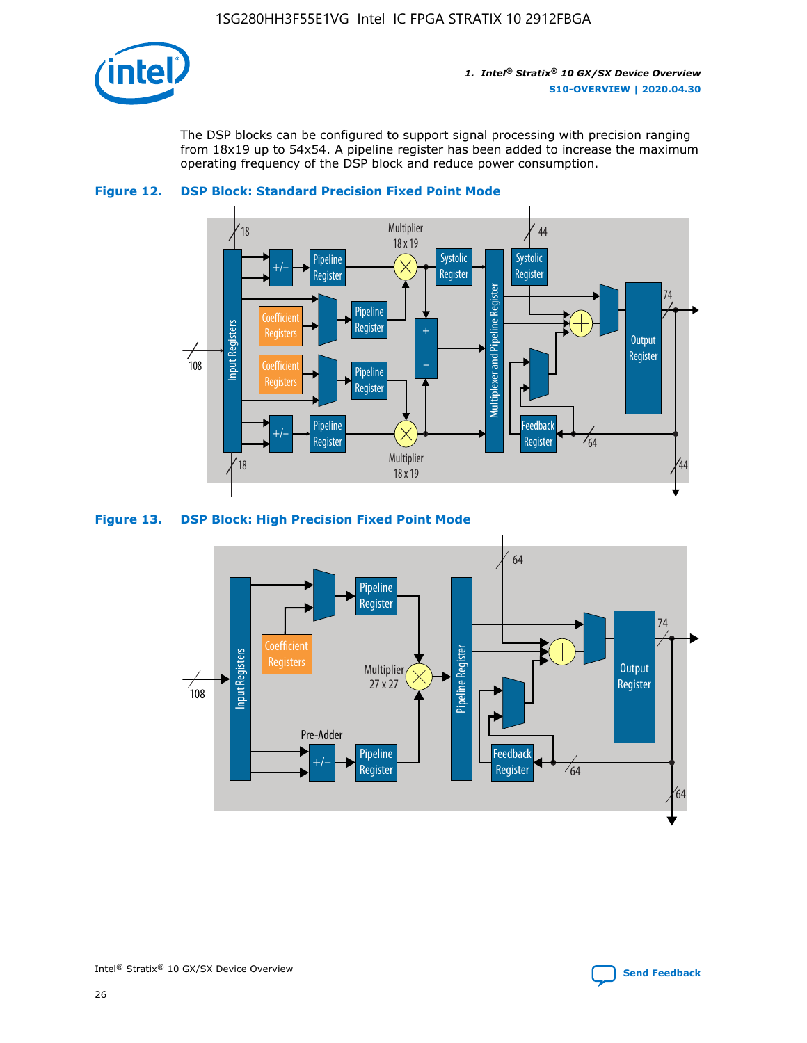The DSP blocks can be configured to support signal processing with precision ranging from 18x19 up to 54x54. A pipeline register has been added to increase the maximum operating frequency of the DSP block and reduce power consumption.

**Figure 12. DSP Block: Standard Precision Fixed Point Mode**

**Figure 13. DSP Block: High Precision Fixed Point Mode**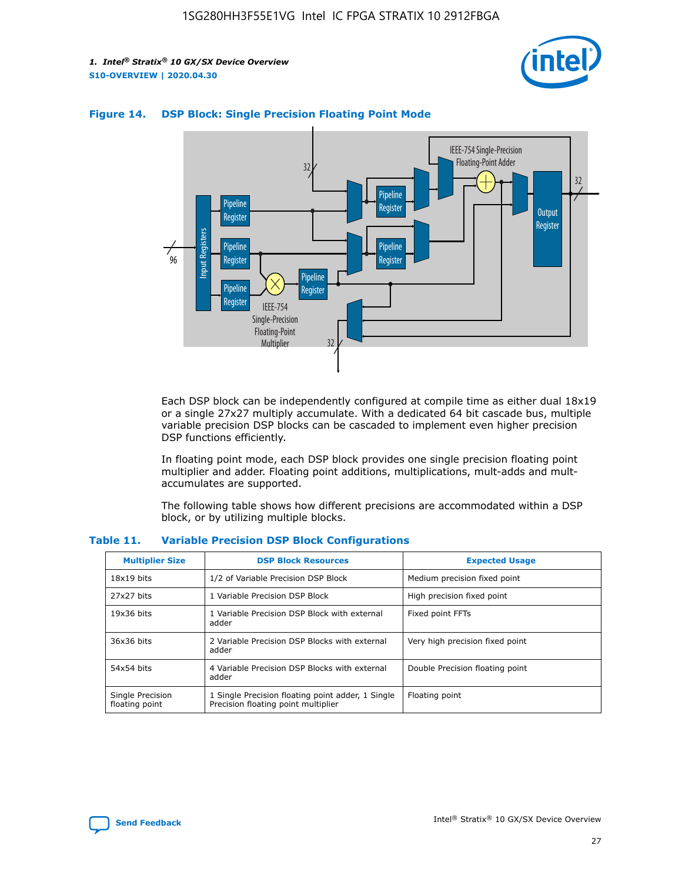**Figure 14. DSP Block: Single Precision Floating Point Mode**

Each DSP block can be independently configured at compile time as either dual 18x19 or a single 27x27 multiply accumulate. With a dedicated 64 bit cascade bus, multiple variable precision DSP blocks can be cascaded to implement even higher precision DSP functions efficiently.

In floating point mode, each DSP block provides one single precision floating point multiplier and adder. Floating point additions, multiplications, mult-adds and mult-accumulates are supported.

The following table shows how different precisions are accommodated within a DSP block, or by utilizing multiple blocks.

**Table 11. Variable Precision DSP Block Configurations**

| Multiplier Size | DSP Block Resources | Expected Usage |
|---|---|---|
| 18x19 bits | 1/2 of Variable Precision DSP Block | Medium precision fixed point |
| 27x27 bits | 1 Variable Precision DSP Block | High precision fixed point |
| 19x36 bits | 1 Variable Precision DSP Block with external adder | Fixed point FFTs |
| 36x36 bits | 2 Variable Precision DSP Blocks with external adder | Very high precision fixed point |
| 54x54 bits | 4 Variable Precision DSP Blocks with external adder | Double Precision floating point |
| Single Precision floating point | 1 Single Precision floating point adder, 1 Single Precision floating point multiplier | Floating point |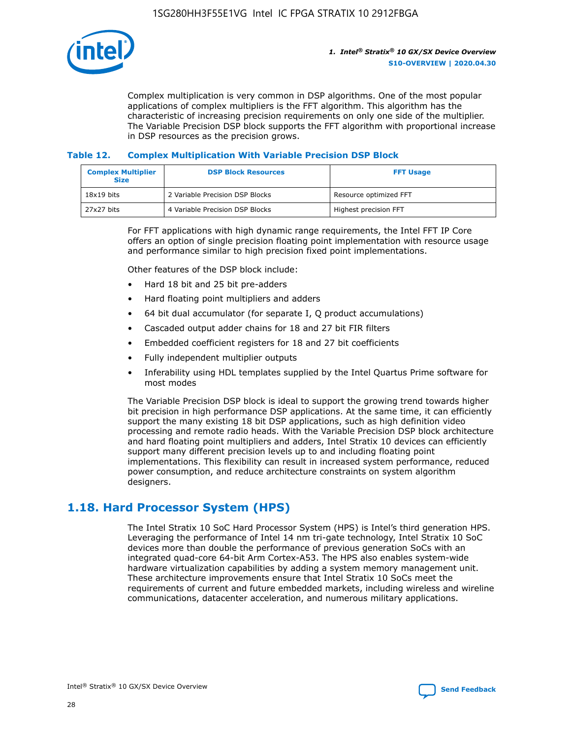Complex multiplication is very common in DSP algorithms. One of the most popular applications of complex multipliers is the FFT algorithm. This algorithm has the characteristic of increasing precision requirements on only one side of the multiplier. The Variable Precision DSP block supports the FFT algorithm with proportional increase in DSP resources as the precision grows.

### Table 12. Complex Multiplication With Variable Precision DSP Block

| Complex Multiplier Size | DSP Block Resources | FFT Usage |
|---|---|---|
| 18x19 bits | 2 Variable Precision DSP Blocks | Resource optimized FFT |
| 27x27 bits | 4 Variable Precision DSP Blocks | Highest precision FFT |

For FFT applications with high dynamic range requirements, the Intel FFT IP Core offers an option of single precision floating point implementation with resource usage and performance similar to high precision fixed point implementations.

Other features of the DSP block include:

- Hard 18 bit and 25 bit pre-adders
- Hard floating point multipliers and adders
- 64 bit dual accumulator (for separate I, Q product accumulations)
- Cascaded output adder chains for 18 and 27 bit FIR filters
- Embedded coefficient registers for 18 and 27 bit coefficients
- Fully independent multiplier outputs
- Inferability using HDL templates supplied by the Intel Quartus Prime software for most modes

The Variable Precision DSP block is ideal to support the growing trend towards higher bit precision in high performance DSP applications. At the same time, it can efficiently support the many existing 18 bit DSP applications, such as high definition video processing and remote radio heads. With the Variable Precision DSP block architecture and hard floating point multipliers and adders, Intel Stratix 10 devices can efficiently support many different precision levels up to and including floating point implementations. This flexibility can result in increased system performance, reduced power consumption, and reduce architecture constraints on system algorithm designers.

## 1.18. Hard Processor System (HPS)

The Intel Stratix 10 SoC Hard Processor System (HPS) is Intel's third generation HPS. Leveraging the performance of Intel 14 nm tri-gate technology, Intel Stratix 10 SoC devices more than double the performance of previous generation SoCs with an integrated quad-core 64-bit Arm Cortex-A53. The HPS also enables system-wide hardware virtualization capabilities by adding a system memory management unit. These architecture improvements ensure that Intel Stratix 10 SoCs meet the requirements of current and future embedded markets, including wireless and wireline communications, datacenter acceleration, and numerous military applications.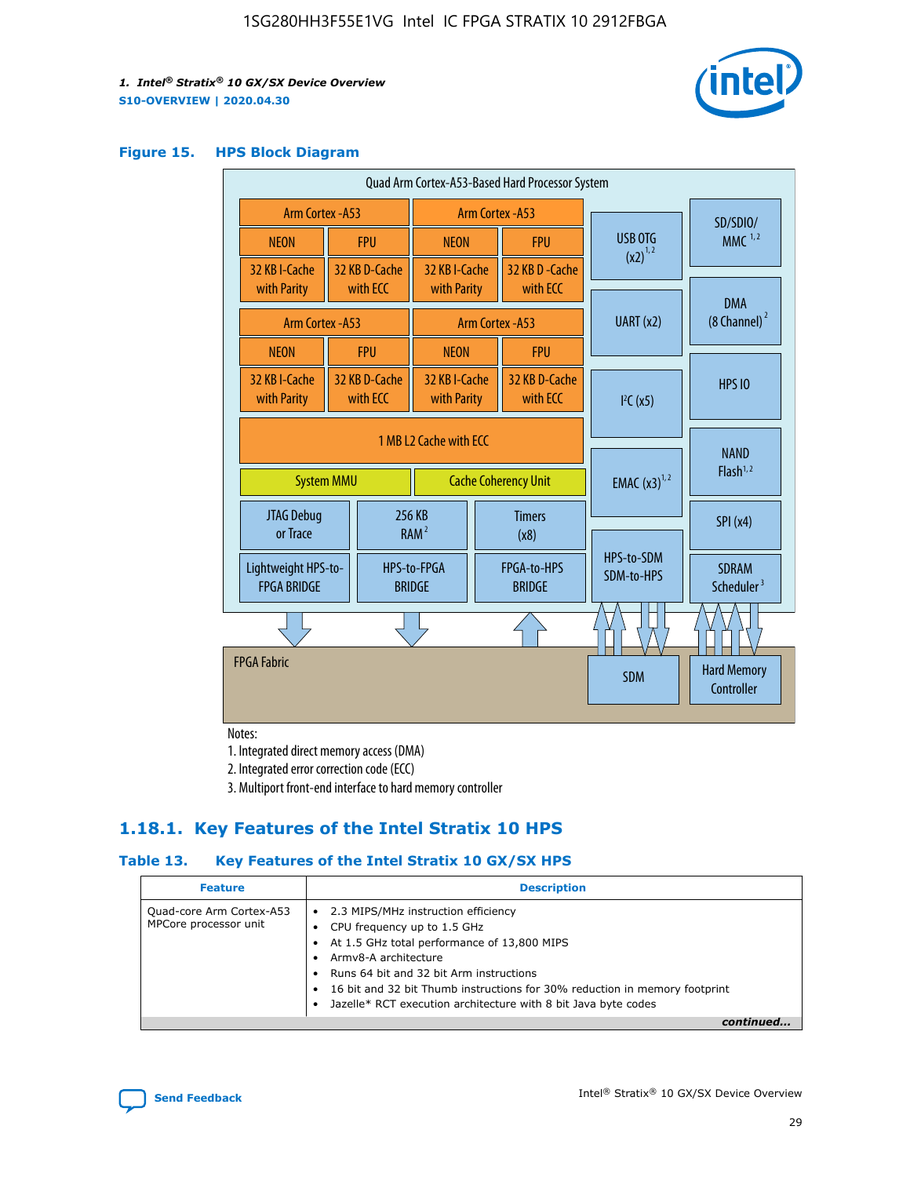### Figure 15. HPS Block Diagram

Quad Arm Cortex-A53-Based Hard Processor System

| Arm Cortex -A53 | | Arm Cortex -A53 | |
|---|---|---|---|
| NEON | FPU | NEON | FPU |
| 32 KB I-Cache with Parity | 32 KB D-Cache with ECC | 32 KB I-Cache with Parity | 32 KB D-Cache with ECC |

| Arm Cortex -A53 | | Arm Cortex -A53 | |
|---|---|---|---|
| NEON | FPU | NEON | FPU |
| 32 KB I-Cache with Parity | 32 KB D-Cache with ECC | 32 KB I-Cache with Parity | 32 KB D-Cache with ECC |

1 MB L2 Cache with ECC

System MMU | Cache Coherency Unit

JTAG Debug or Trace | 256 KB RAM [2] | Timers (x8)

Lightweight HPS-to-FPGA BRIDGE | HPS-to-FPGA BRIDGE | FPGA-to-HPS BRIDGE

USB OTG (x2) [1,2] | UART (x2) | I²C (x5) | EMAC (x3) [1,2] | HPS-to-SDM SDM-to-HPS

SD/SDIO/MMC [1,2] | DMA (8 Channel) [2] | HPS IO | NAND Flash [1,2] | SPI (x4) | SDRAM Scheduler [3]

FPGA Fabric | SDM | Hard Memory Controller

Notes:

1. Integrated direct memory access (DMA)
2. Integrated error correction code (ECC)
3. Multiport front-end interface to hard memory controller

## 1.18.1. Key Features of the Intel Stratix 10 HPS

### Table 13. Key Features of the Intel Stratix 10 GX/SX HPS

| Feature | Description |
|---|---|
| Quad-core Arm Cortex-A53 MPCore processor unit | • 2.3 MIPS/MHz instruction efficiency<br>• CPU frequency up to 1.5 GHz<br>• At 1.5 GHz total performance of 13,800 MIPS<br>• Armv8-A architecture<br>• Runs 64 bit and 32 bit Arm instructions<br>• 16 bit and 32 bit Thumb instructions for 30% reduction in memory footprint<br>• Jazelle* RCT execution architecture with 8 bit Java byte codes |

*continued...*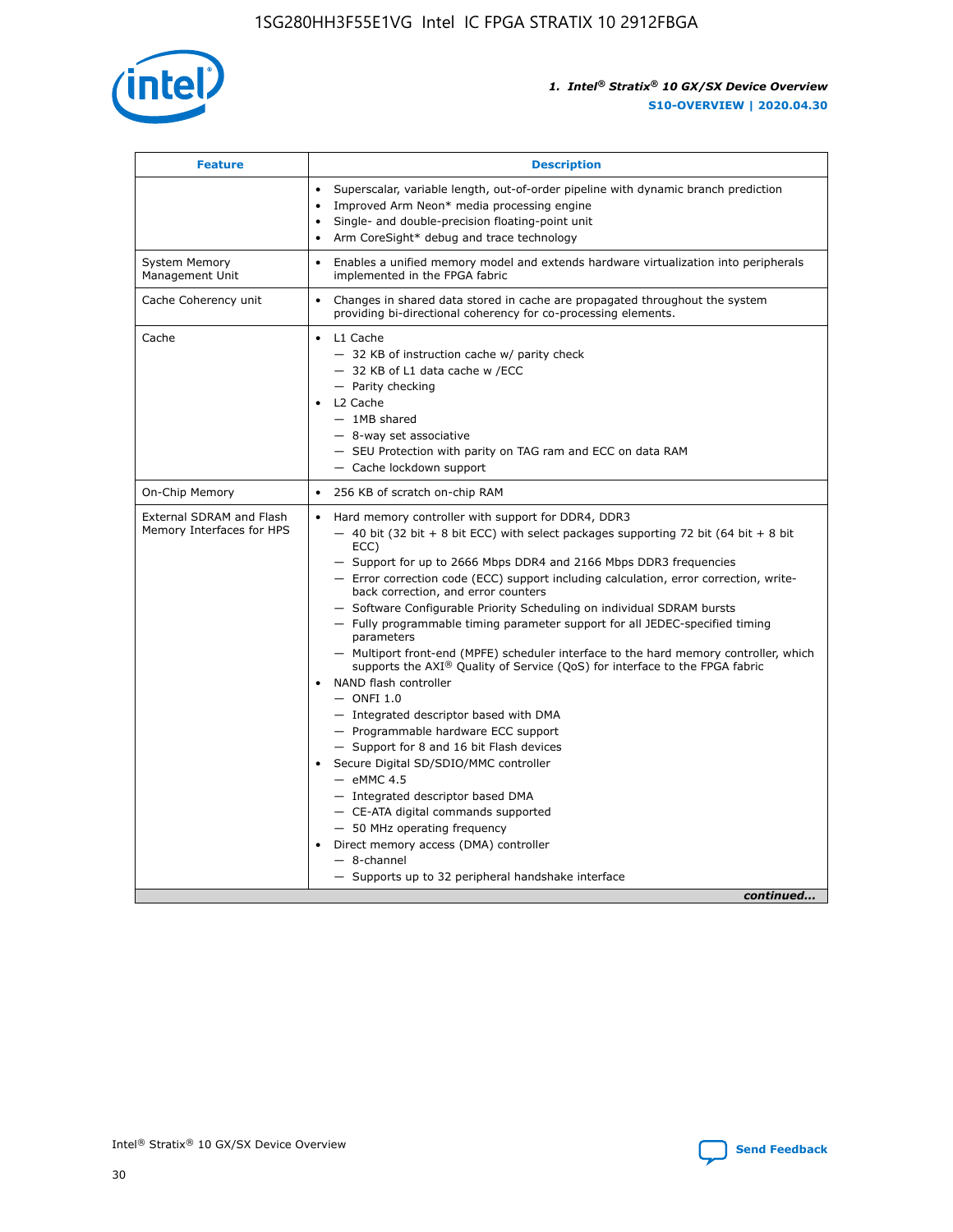| Feature | Description |
| --- | --- |
| | • Superscalar, variable length, out-of-order pipeline with dynamic branch prediction<br>• Improved Arm Neon* media processing engine<br>• Single- and double-precision floating-point unit<br>• Arm CoreSight* debug and trace technology |
| System Memory Management Unit | • Enables a unified memory model and extends hardware virtualization into peripherals implemented in the FPGA fabric |
| Cache Coherency unit | • Changes in shared data stored in cache are propagated throughout the system providing bi-directional coherency for co-processing elements. |
| Cache | • L1 Cache<br>— 32 KB of instruction cache w/ parity check<br>— 32 KB of L1 data cache w /ECC<br>— Parity checking<br>• L2 Cache<br>— 1MB shared<br>— 8-way set associative<br>— SEU Protection with parity on TAG ram and ECC on data RAM<br>— Cache lockdown support |
| On-Chip Memory | • 256 KB of scratch on-chip RAM |
| External SDRAM and Flash Memory Interfaces for HPS | • Hard memory controller with support for DDR4, DDR3<br>— 40 bit (32 bit + 8 bit ECC) with select packages supporting 72 bit (64 bit + 8 bit ECC)<br>— Support for up to 2666 Mbps DDR4 and 2166 Mbps DDR3 frequencies<br>— Error correction code (ECC) support including calculation, error correction, write-back correction, and error counters<br>— Software Configurable Priority Scheduling on individual SDRAM bursts<br>— Fully programmable timing parameter support for all JEDEC-specified timing parameters<br>— Multiport front-end (MPFE) scheduler interface to the hard memory controller, which supports the AXI® Quality of Service (QoS) for interface to the FPGA fabric<br>• NAND flash controller<br>— ONFI 1.0<br>— Integrated descriptor based with DMA<br>— Programmable hardware ECC support<br>— Support for 8 and 16 bit Flash devices<br>• Secure Digital SD/SDIO/MMC controller<br>— eMMC 4.5<br>— Integrated descriptor based DMA<br>— CE-ATA digital commands supported<br>— 50 MHz operating frequency<br>• Direct memory access (DMA) controller<br>— 8-channel<br>— Supports up to 32 peripheral handshake interface |

*continued...*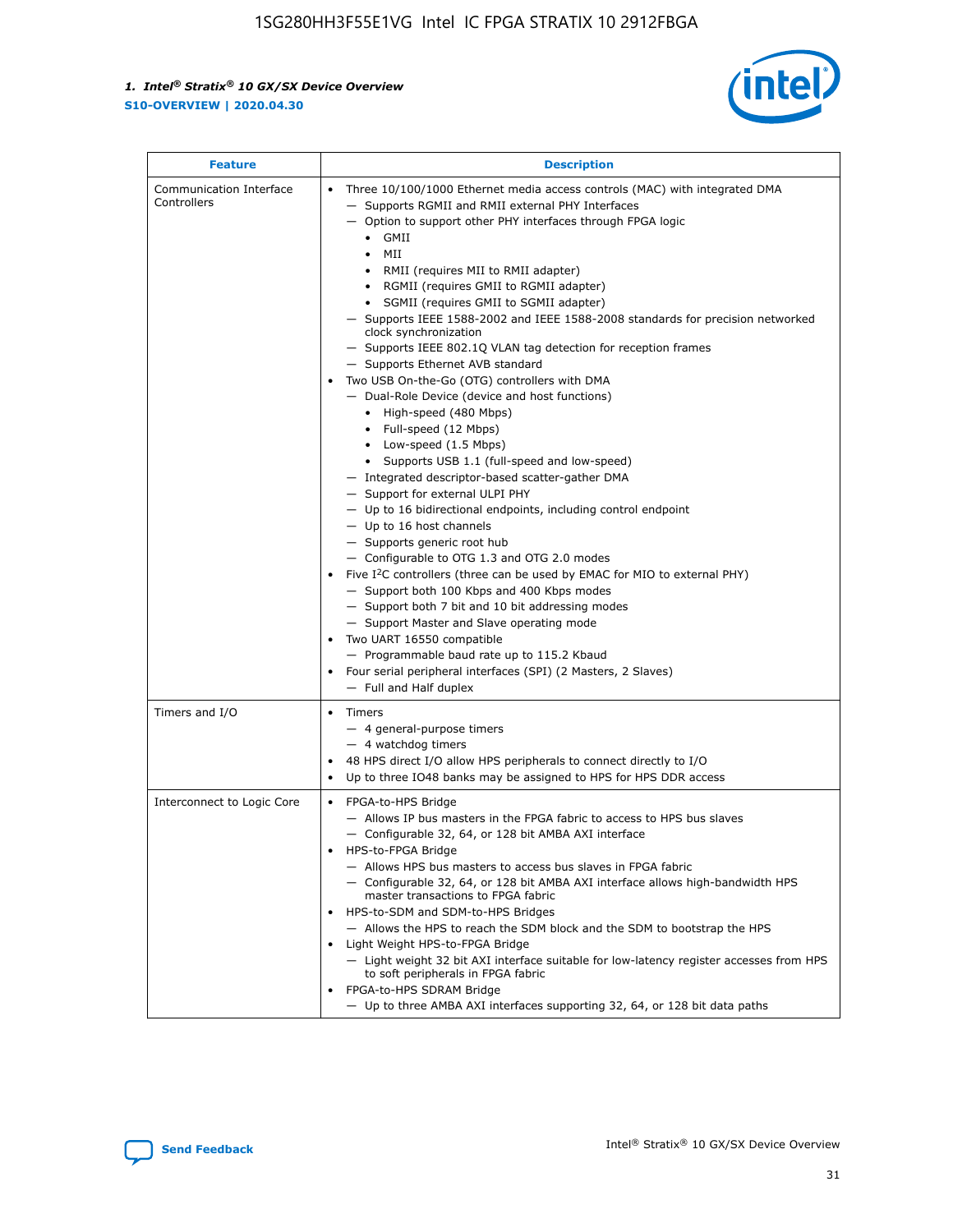| Feature | Description |
| --- | --- |
| Communication Interface Controllers | • Three 10/100/1000 Ethernet media access controls (MAC) with integrated DMA<br>— Supports RGMII and RMII external PHY Interfaces<br>— Option to support other PHY interfaces through FPGA logic<br>• GMII<br>• MII<br>• RMII (requires MII to RMII adapter)<br>• RGMII (requires GMII to RGMII adapter)<br>• SGMII (requires GMII to SGMII adapter)<br>— Supports IEEE 1588-2002 and IEEE 1588-2008 standards for precision networked clock synchronization<br>— Supports IEEE 802.1Q VLAN tag detection for reception frames<br>— Supports Ethernet AVB standard<br>• Two USB On-the-Go (OTG) controllers with DMA<br>— Dual-Role Device (device and host functions)<br>• High-speed (480 Mbps)<br>• Full-speed (12 Mbps)<br>• Low-speed (1.5 Mbps)<br>• Supports USB 1.1 (full-speed and low-speed)<br>— Integrated descriptor-based scatter-gather DMA<br>— Support for external ULPI PHY<br>— Up to 16 bidirectional endpoints, including control endpoint<br>— Up to 16 host channels<br>— Supports generic root hub<br>— Configurable to OTG 1.3 and OTG 2.0 modes<br>• Five I²C controllers (three can be used by EMAC for MIO to external PHY)<br>— Support both 100 Kbps and 400 Kbps modes<br>— Support both 7 bit and 10 bit addressing modes<br>— Support Master and Slave operating mode<br>• Two UART 16550 compatible<br>— Programmable baud rate up to 115.2 Kbaud<br>• Four serial peripheral interfaces (SPI) (2 Masters, 2 Slaves)<br>— Full and Half duplex |
| Timers and I/O | • Timers<br>— 4 general-purpose timers<br>— 4 watchdog timers<br>• 48 HPS direct I/O allow HPS peripherals to connect directly to I/O<br>• Up to three IO48 banks may be assigned to HPS for HPS DDR access |
| Interconnect to Logic Core | • FPGA-to-HPS Bridge<br>— Allows IP bus masters in the FPGA fabric to access to HPS bus slaves<br>— Configurable 32, 64, or 128 bit AMBA AXI interface<br>• HPS-to-FPGA Bridge<br>— Allows HPS bus masters to access bus slaves in FPGA fabric<br>— Configurable 32, 64, or 128 bit AMBA AXI interface allows high-bandwidth HPS master transactions to FPGA fabric<br>• HPS-to-SDM and SDM-to-HPS Bridges<br>— Allows the HPS to reach the SDM block and the SDM to bootstrap the HPS<br>• Light Weight HPS-to-FPGA Bridge<br>— Light weight 32 bit AXI interface suitable for low-latency register accesses from HPS to soft peripherals in FPGA fabric<br>• FPGA-to-HPS SDRAM Bridge<br>— Up to three AMBA AXI interfaces supporting 32, 64, or 128 bit data paths |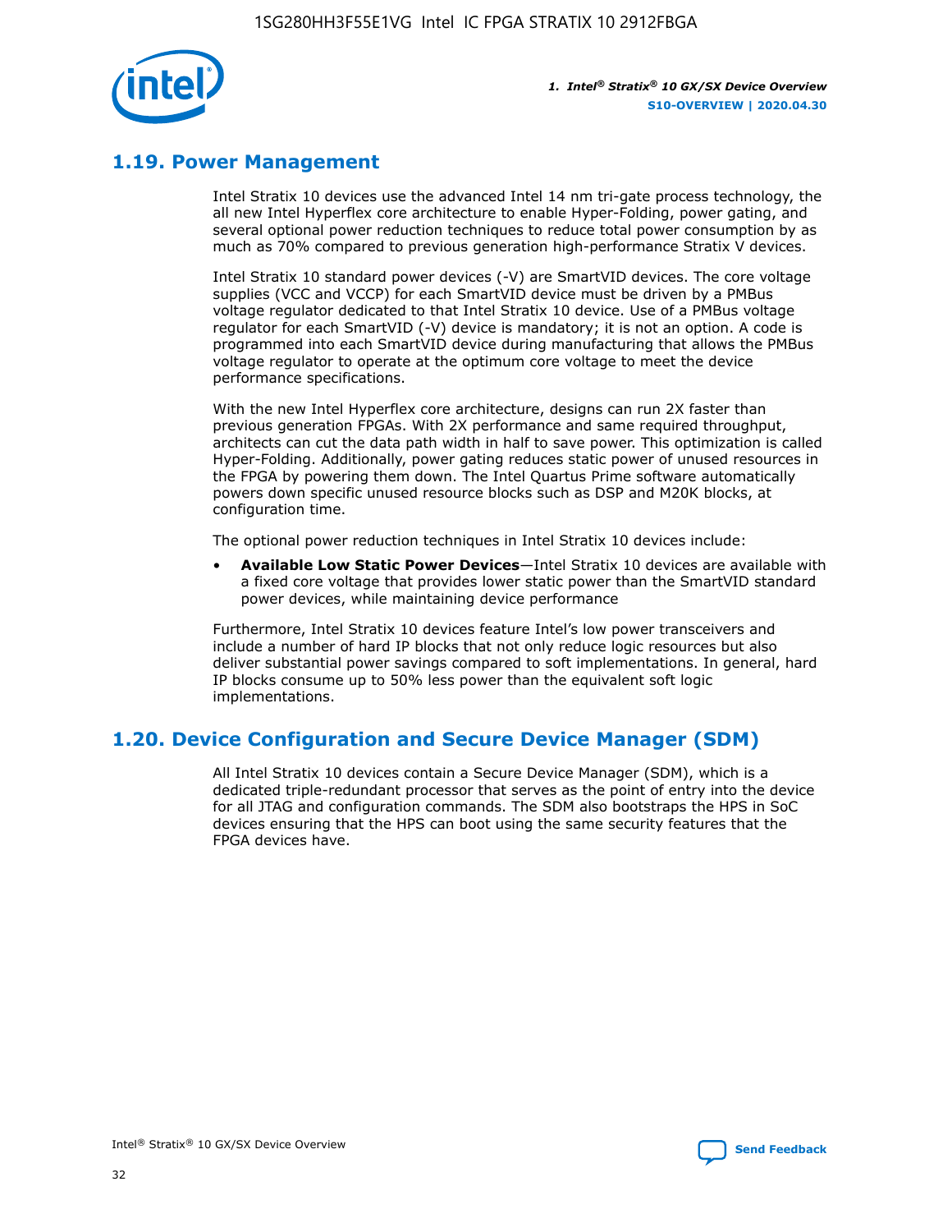## 1.19. Power Management

Intel Stratix 10 devices use the advanced Intel 14 nm tri-gate process technology, the all new Intel Hyperflex core architecture to enable Hyper-Folding, power gating, and several optional power reduction techniques to reduce total power consumption by as much as 70% compared to previous generation high-performance Stratix V devices.

Intel Stratix 10 standard power devices (-V) are SmartVID devices. The core voltage supplies (VCC and VCCP) for each SmartVID device must be driven by a PMBus voltage regulator dedicated to that Intel Stratix 10 device. Use of a PMBus voltage regulator for each SmartVID (-V) device is mandatory; it is not an option. A code is programmed into each SmartVID device during manufacturing that allows the PMBus voltage regulator to operate at the optimum core voltage to meet the device performance specifications.

With the new Intel Hyperflex core architecture, designs can run 2X faster than previous generation FPGAs. With 2X performance and same required throughput, architects can cut the data path width in half to save power. This optimization is called Hyper-Folding. Additionally, power gating reduces static power of unused resources in the FPGA by powering them down. The Intel Quartus Prime software automatically powers down specific unused resource blocks such as DSP and M20K blocks, at configuration time.

The optional power reduction techniques in Intel Stratix 10 devices include:

- **Available Low Static Power Devices**—Intel Stratix 10 devices are available with a fixed core voltage that provides lower static power than the SmartVID standard power devices, while maintaining device performance

Furthermore, Intel Stratix 10 devices feature Intel's low power transceivers and include a number of hard IP blocks that not only reduce logic resources but also deliver substantial power savings compared to soft implementations. In general, hard IP blocks consume up to 50% less power than the equivalent soft logic implementations.

## 1.20. Device Configuration and Secure Device Manager (SDM)

All Intel Stratix 10 devices contain a Secure Device Manager (SDM), which is a dedicated triple-redundant processor that serves as the point of entry into the device for all JTAG and configuration commands. The SDM also bootstraps the HPS in SoC devices ensuring that the HPS can boot using the same security features that the FPGA devices have.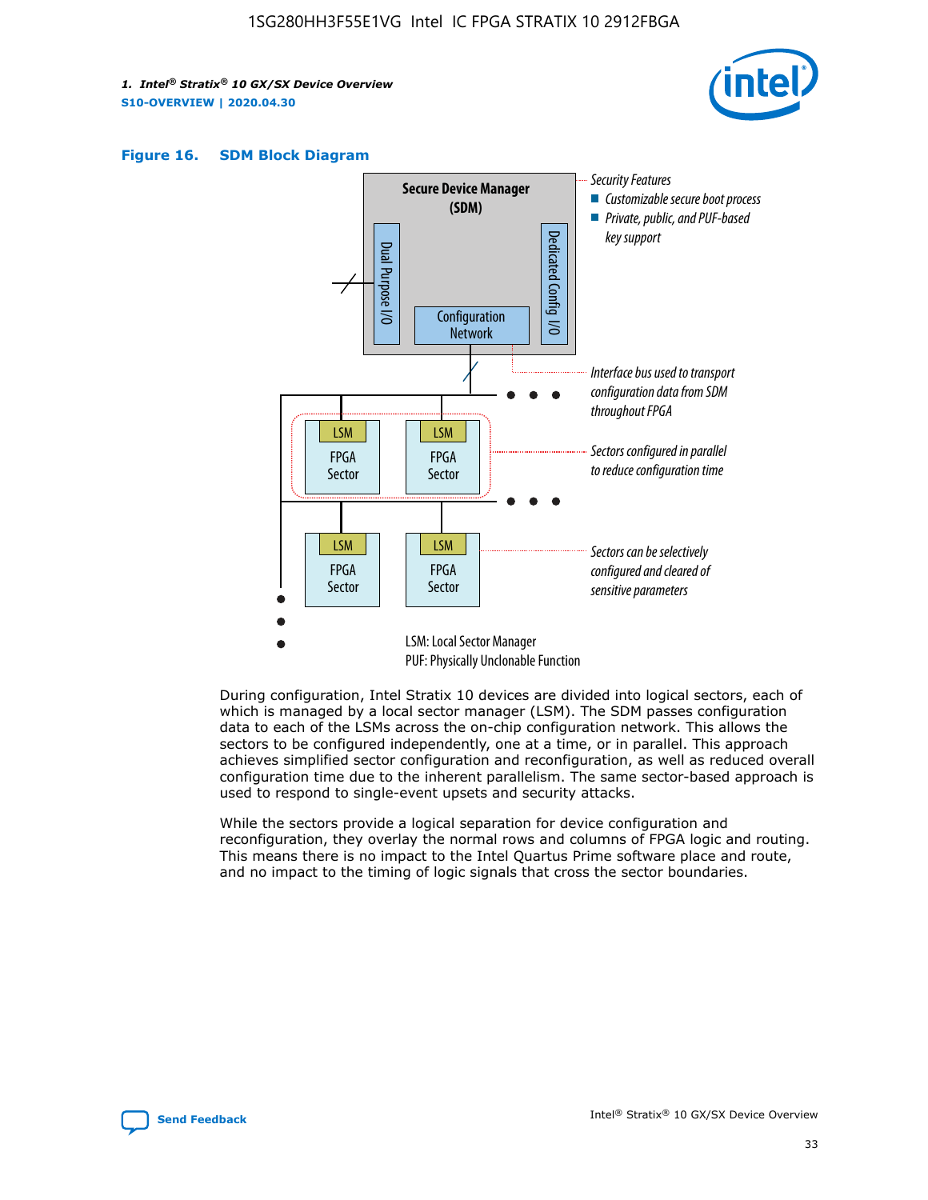**Figure 16. SDM Block Diagram**

Secure Device Manager (SDM)

Dual Purpose I/O

Dedicated Config I/O

Configuration Network

Security Features
- Customizable secure boot process
- Private, public, and PUF-based key support

Interface bus used to transport configuration data from SDM throughout FPGA

LSM FPGA Sector

Sectors configured in parallel to reduce configuration time

Sectors can be selectively configured and cleared of sensitive parameters

LSM: Local Sector Manager
PUF: Physically Unclonable Function

During configuration, Intel Stratix 10 devices are divided into logical sectors, each of which is managed by a local sector manager (LSM). The SDM passes configuration data to each of the LSMs across the on-chip configuration network. This allows the sectors to be configured independently, one at a time, or in parallel. This approach achieves simplified sector configuration and reconfiguration, as well as reduced overall configuration time due to the inherent parallelism. The same sector-based approach is used to respond to single-event upsets and security attacks.

While the sectors provide a logical separation for device configuration and reconfiguration, they overlay the normal rows and columns of FPGA logic and routing. This means there is no impact to the Intel Quartus Prime software place and route, and no impact to the timing of logic signals that cross the sector boundaries.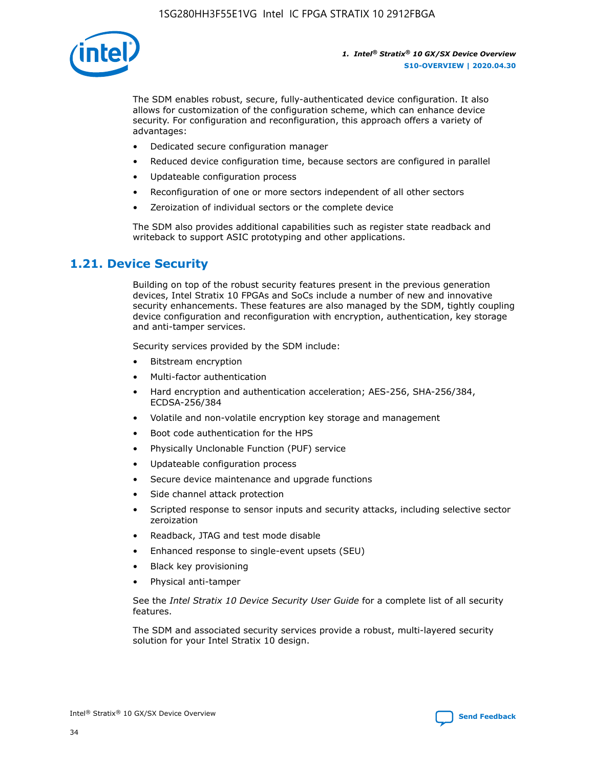The SDM enables robust, secure, fully-authenticated device configuration. It also allows for customization of the configuration scheme, which can enhance device security. For configuration and reconfiguration, this approach offers a variety of advantages:

- Dedicated secure configuration manager
- Reduced device configuration time, because sectors are configured in parallel
- Updateable configuration process
- Reconfiguration of one or more sectors independent of all other sectors
- Zeroization of individual sectors or the complete device

The SDM also provides additional capabilities such as register state readback and writeback to support ASIC prototyping and other applications.

## 1.21. Device Security

Building on top of the robust security features present in the previous generation devices, Intel Stratix 10 FPGAs and SoCs include a number of new and innovative security enhancements. These features are also managed by the SDM, tightly coupling device configuration and reconfiguration with encryption, authentication, key storage and anti-tamper services.

Security services provided by the SDM include:

- Bitstream encryption
- Multi-factor authentication
- Hard encryption and authentication acceleration; AES-256, SHA-256/384, ECDSA-256/384
- Volatile and non-volatile encryption key storage and management
- Boot code authentication for the HPS
- Physically Unclonable Function (PUF) service
- Updateable configuration process
- Secure device maintenance and upgrade functions
- Side channel attack protection
- Scripted response to sensor inputs and security attacks, including selective sector zeroization
- Readback, JTAG and test mode disable
- Enhanced response to single-event upsets (SEU)
- Black key provisioning
- Physical anti-tamper

See the *Intel Stratix 10 Device Security User Guide* for a complete list of all security features.

The SDM and associated security services provide a robust, multi-layered security solution for your Intel Stratix 10 design.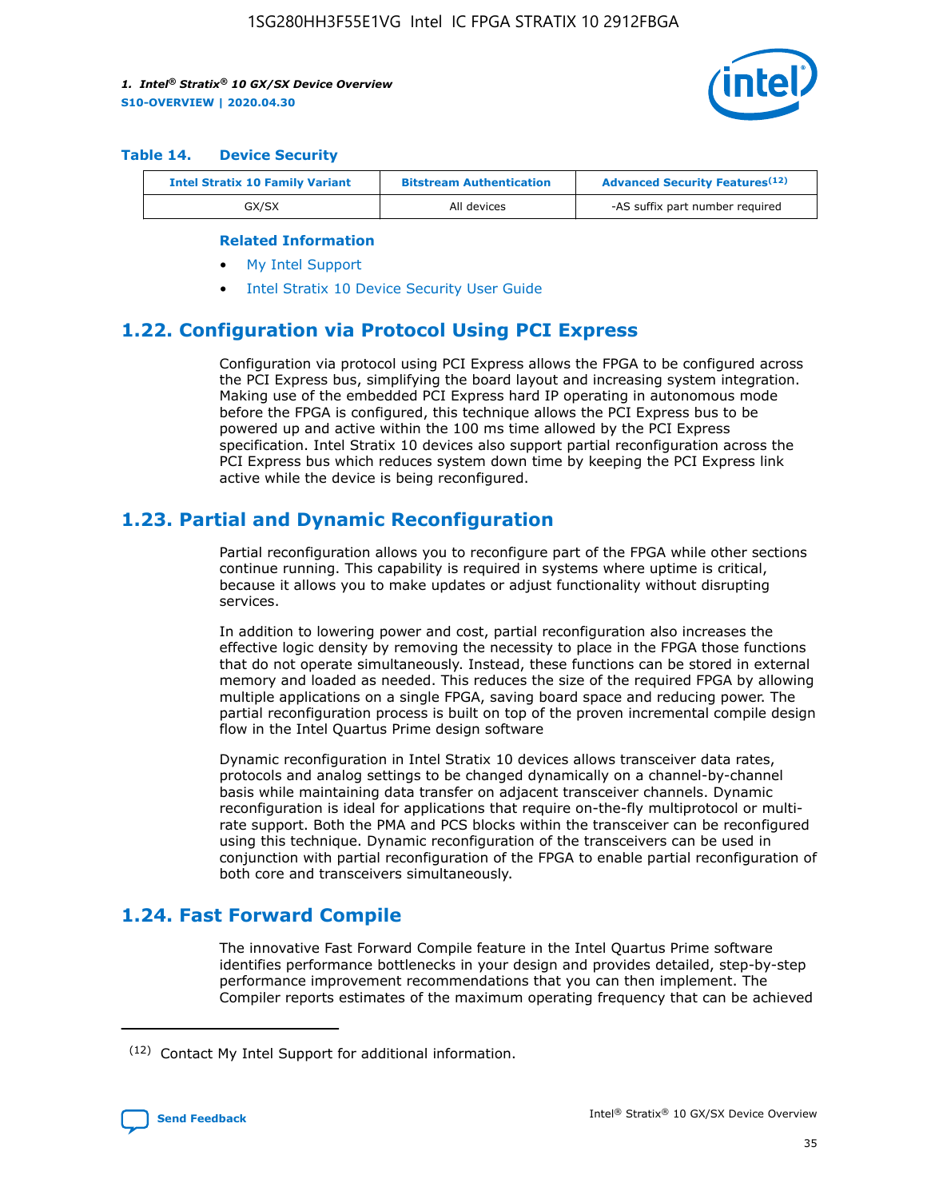#### Table 14. Device Security

| Intel Stratix 10 Family Variant | Bitstream Authentication | Advanced Security Features[12] |
| --- | --- | --- |
| GX/SX | All devices | -AS suffix part number required |

**Related Information**

- My Intel Support
- Intel Stratix 10 Device Security User Guide

## 1.22. Configuration via Protocol Using PCI Express

Configuration via protocol using PCI Express allows the FPGA to be configured across the PCI Express bus, simplifying the board layout and increasing system integration. Making use of the embedded PCI Express hard IP operating in autonomous mode before the FPGA is configured, this technique allows the PCI Express bus to be powered up and active within the 100 ms time allowed by the PCI Express specification. Intel Stratix 10 devices also support partial reconfiguration across the PCI Express bus which reduces system down time by keeping the PCI Express link active while the device is being reconfigured.

## 1.23. Partial and Dynamic Reconfiguration

Partial reconfiguration allows you to reconfigure part of the FPGA while other sections continue running. This capability is required in systems where uptime is critical, because it allows you to make updates or adjust functionality without disrupting services.

In addition to lowering power and cost, partial reconfiguration also increases the effective logic density by removing the necessity to place in the FPGA those functions that do not operate simultaneously. Instead, these functions can be stored in external memory and loaded as needed. This reduces the size of the required FPGA by allowing multiple applications on a single FPGA, saving board space and reducing power. The partial reconfiguration process is built on top of the proven incremental compile design flow in the Intel Quartus Prime design software

Dynamic reconfiguration in Intel Stratix 10 devices allows transceiver data rates, protocols and analog settings to be changed dynamically on a channel-by-channel basis while maintaining data transfer on adjacent transceiver channels. Dynamic reconfiguration is ideal for applications that require on-the-fly multiprotocol or multi-rate support. Both the PMA and PCS blocks within the transceiver can be reconfigured using this technique. Dynamic reconfiguration of the transceivers can be used in conjunction with partial reconfiguration of the FPGA to enable partial reconfiguration of both core and transceivers simultaneously.

## 1.24. Fast Forward Compile

The innovative Fast Forward Compile feature in the Intel Quartus Prime software identifies performance bottlenecks in your design and provides detailed, step-by-step performance improvement recommendations that you can then implement. The Compiler reports estimates of the maximum operating frequency that can be achieved

[12] Contact My Intel Support for additional information.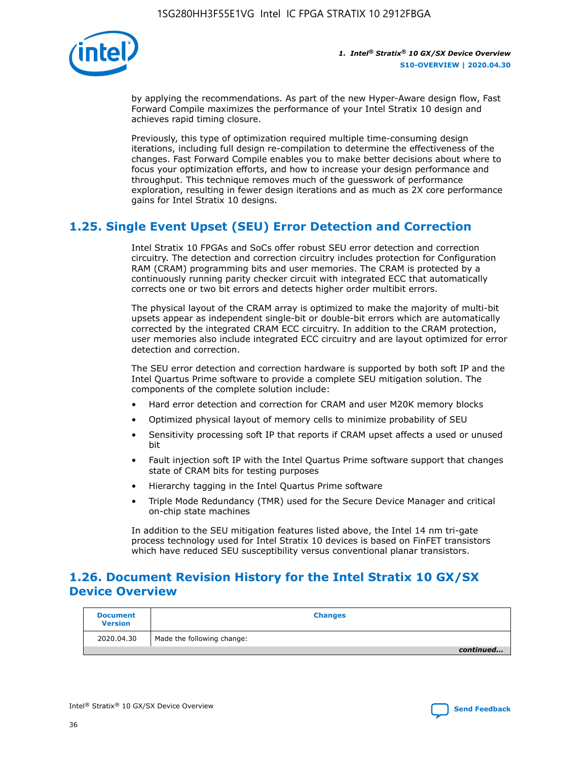by applying the recommendations. As part of the new Hyper-Aware design flow, Fast Forward Compile maximizes the performance of your Intel Stratix 10 design and achieves rapid timing closure.

Previously, this type of optimization required multiple time-consuming design iterations, including full design re-compilation to determine the effectiveness of the changes. Fast Forward Compile enables you to make better decisions about where to focus your optimization efforts, and how to increase your design performance and throughput. This technique removes much of the guesswork of performance exploration, resulting in fewer design iterations and as much as 2X core performance gains for Intel Stratix 10 designs.

## 1.25. Single Event Upset (SEU) Error Detection and Correction

Intel Stratix 10 FPGAs and SoCs offer robust SEU error detection and correction circuitry. The detection and correction circuitry includes protection for Configuration RAM (CRAM) programming bits and user memories. The CRAM is protected by a continuously running parity checker circuit with integrated ECC that automatically corrects one or two bit errors and detects higher order multibit errors.

The physical layout of the CRAM array is optimized to make the majority of multi-bit upsets appear as independent single-bit or double-bit errors which are automatically corrected by the integrated CRAM ECC circuitry. In addition to the CRAM protection, user memories also include integrated ECC circuitry and are layout optimized for error detection and correction.

The SEU error detection and correction hardware is supported by both soft IP and the Intel Quartus Prime software to provide a complete SEU mitigation solution. The components of the complete solution include:

- Hard error detection and correction for CRAM and user M20K memory blocks
- Optimized physical layout of memory cells to minimize probability of SEU
- Sensitivity processing soft IP that reports if CRAM upset affects a used or unused bit
- Fault injection soft IP with the Intel Quartus Prime software support that changes state of CRAM bits for testing purposes
- Hierarchy tagging in the Intel Quartus Prime software
- Triple Mode Redundancy (TMR) used for the Secure Device Manager and critical on-chip state machines

In addition to the SEU mitigation features listed above, the Intel 14 nm tri-gate process technology used for Intel Stratix 10 devices is based on FinFET transistors which have reduced SEU susceptibility versus conventional planar transistors.

## 1.26. Document Revision History for the Intel Stratix 10 GX/SX Device Overview

| Document Version | Changes |
|---|---|
| 2020.04.30 | Made the following change: |

*continued...*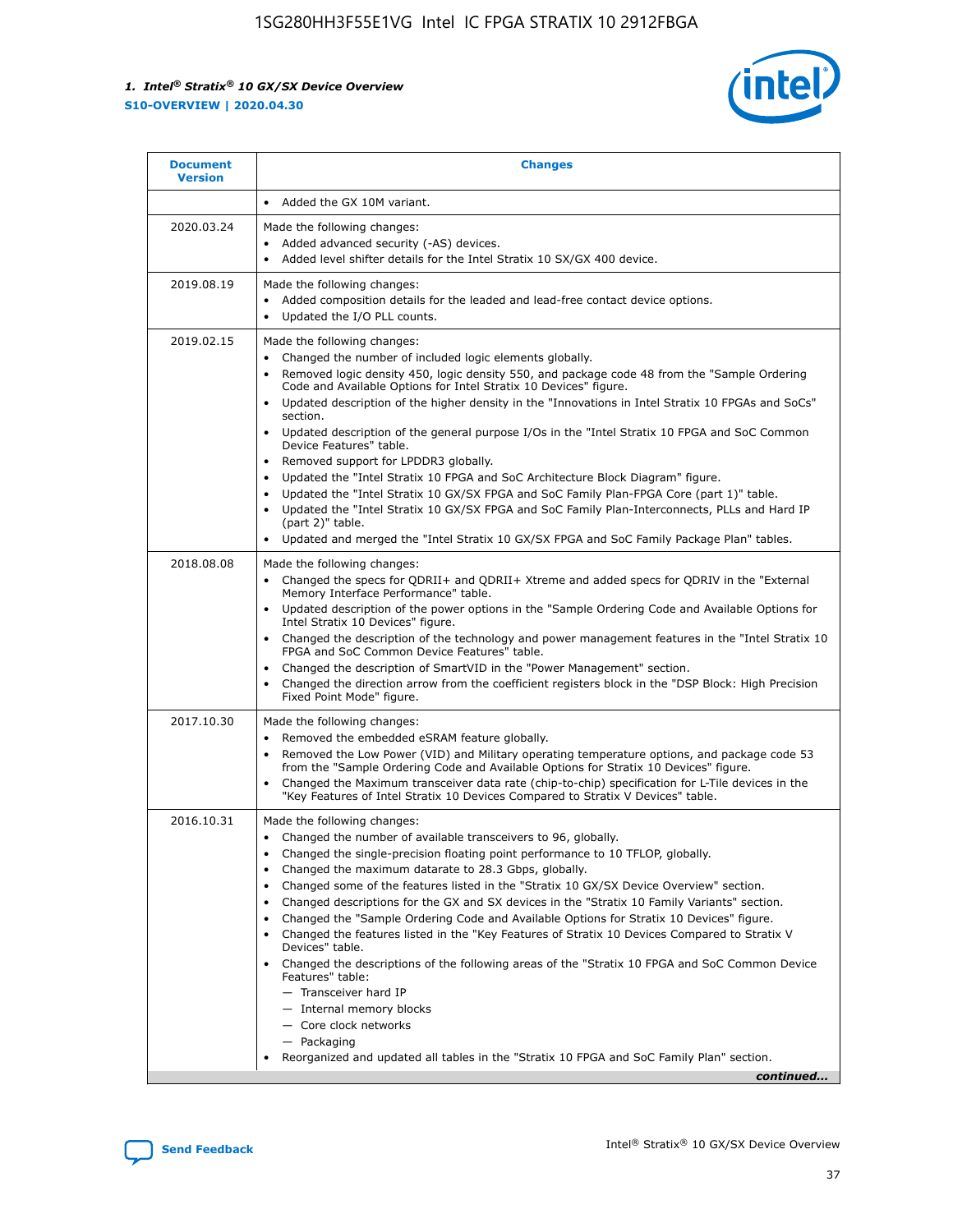| Document Version | Changes |
| --- | --- |
| | • Added the GX 10M variant. |
| 2020.03.24 | Made the following changes:<br>• Added advanced security (-AS) devices.<br>• Added level shifter details for the Intel Stratix 10 SX/GX 400 device. |
| 2019.08.19 | Made the following changes:<br>• Added composition details for the leaded and lead-free contact device options.<br>• Updated the I/O PLL counts. |
| 2019.02.15 | Made the following changes:<br>• Changed the number of included logic elements globally.<br>• Removed logic density 450, logic density 550, and package code 48 from the "Sample Ordering Code and Available Options for Intel Stratix 10 Devices" figure.<br>• Updated description of the higher density in the "Innovations in Intel Stratix 10 FPGAs and SoCs" section.<br>• Updated description of the general purpose I/Os in the "Intel Stratix 10 FPGA and SoC Common Device Features" table.<br>• Removed support for LPDDR3 globally.<br>• Updated the "Intel Stratix 10 FPGA and SoC Architecture Block Diagram" figure.<br>• Updated the "Intel Stratix 10 GX/SX FPGA and SoC Family Plan-FPGA Core (part 1)" table.<br>• Updated the "Intel Stratix 10 GX/SX FPGA and SoC Family Plan-Interconnects, PLLs and Hard IP (part 2)" table.<br>• Updated and merged the "Intel Stratix 10 GX/SX FPGA and SoC Family Package Plan" tables. |
| 2018.08.08 | Made the following changes:<br>• Changed the specs for QDRII+ and QDRII+ Xtreme and added specs for QDRIV in the "External Memory Interface Performance" table.<br>• Updated description of the power options in the "Sample Ordering Code and Available Options for Intel Stratix 10 Devices" figure.<br>• Changed the description of the technology and power management features in the "Intel Stratix 10 FPGA and SoC Common Device Features" table.<br>• Changed the description of SmartVID in the "Power Management" section.<br>• Changed the direction arrow from the coefficient registers block in the "DSP Block: High Precision Fixed Point Mode" figure. |
| 2017.10.30 | Made the following changes:<br>• Removed the embedded eSRAM feature globally.<br>• Removed the Low Power (VID) and Military operating temperature options, and package code 53 from the "Sample Ordering Code and Available Options for Intel Stratix 10 Devices" figure.<br>• Changed the Maximum transceiver data rate (chip-to-chip) specification for L-Tile devices in the "Key Features of Intel Stratix 10 Devices Compared to Stratix V Devices" table. |
| 2016.10.31 | Made the following changes:<br>• Changed the number of available transceivers to 96, globally.<br>• Changed the single-precision floating point performance to 10 TFLOP, globally.<br>• Changed the maximum datarate to 28.3 Gbps, globally.<br>• Changed some of the features listed in the "Stratix 10 GX/SX Device Overview" section.<br>• Changed descriptions for the GX and SX devices in the "Stratix 10 Family Variants" section.<br>• Changed the "Sample Ordering Code and Available Options for Stratix 10 Devices" figure.<br>• Changed the features listed in the "Key Features of Stratix 10 Devices Compared to Stratix V Devices" table.<br>• Changed the descriptions of the following areas of the "Stratix 10 FPGA and SoC Common Device Features" table:<br>— Transceiver hard IP<br>— Internal memory blocks<br>— Core clock networks<br>— Packaging<br>• Reorganized and updated all tables in the "Stratix 10 FPGA and SoC Family Plan" section. |

*continued...*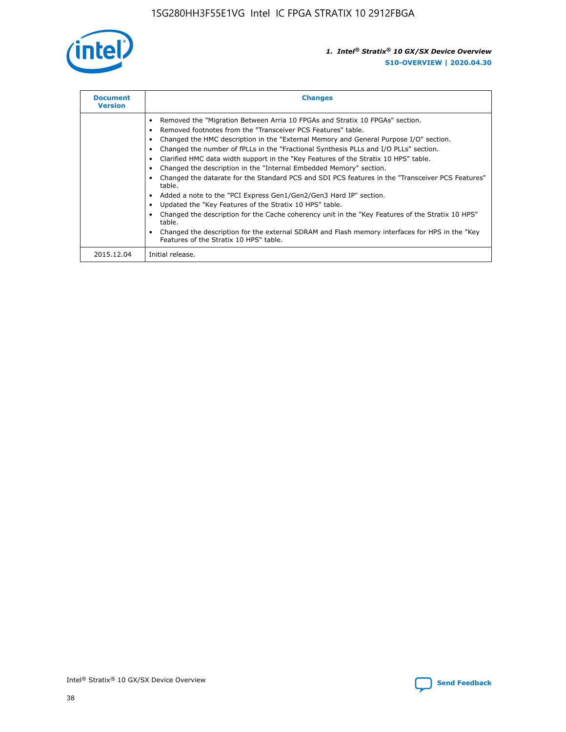| Document Version | Changes |
| --- | --- |
| | • Removed the "Migration Between Arria 10 FPGAs and Stratix 10 FPGAs" section.<br>• Removed footnotes from the "Transceiver PCS Features" table.<br>• Changed the HMC description in the "External Memory and General Purpose I/O" section.<br>• Changed the number of fPLLs in the "Fractional Synthesis PLLs and I/O PLLs" section.<br>• Clarified HMC data width support in the "Key Features of the Stratix 10 HPS" table.<br>• Changed the description in the "Internal Embedded Memory" section.<br>• Changed the datarate for the Standard PCS and SDI PCS features in the "Transceiver PCS Features" table.<br>• Added a note to the "PCI Express Gen1/Gen2/Gen3 Hard IP" section.<br>• Updated the "Key Features of the Stratix 10 HPS" table.<br>• Changed the description for the Cache coherency unit in the "Key Features of the Stratix 10 HPS" table.<br>• Changed the description for the external SDRAM and Flash memory interfaces for HPS in the "Key Features of the Stratix 10 HPS" table. |
| 2015.12.04 | Initial release. |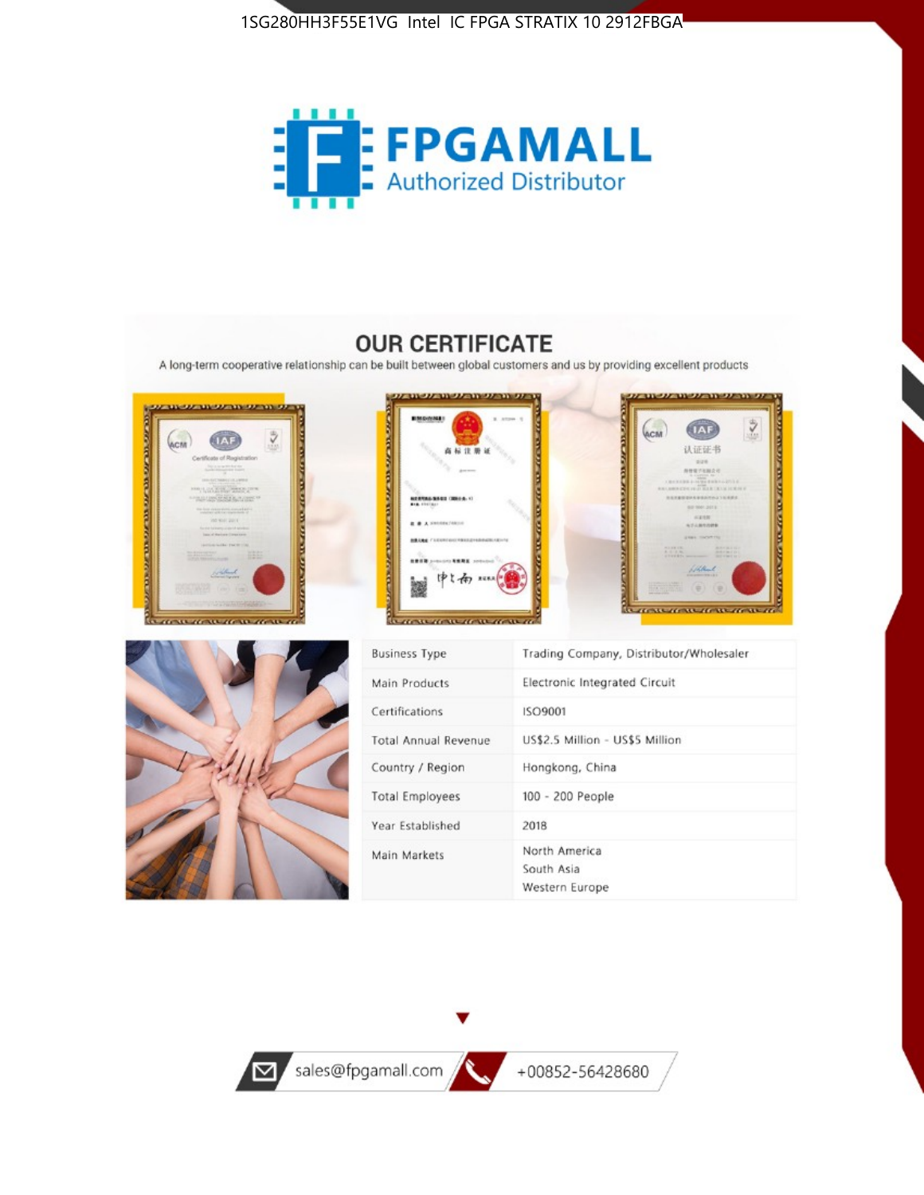# FPGAMALL

Authorized Distributor

## OUR CERTIFICATE

A long-term cooperative relationship can be built between global customers and us by providing excellent products

| | |
|---|---|
| Business Type | Trading Company, Distributor/Wholesaler |
| Main Products | Electronic Integrated Circuit |
| Certifications | ISO9001 |
| Total Annual Revenue | US$2.5 Million - US$5 Million |
| Country / Region | Hongkong, China |
| Total Employees | 100 - 200 People |
| Year Established | 2018 |
| Main Markets | North America<br>South Asia<br>Western Europe |

sales@fpgamall.com

+00852-56428680